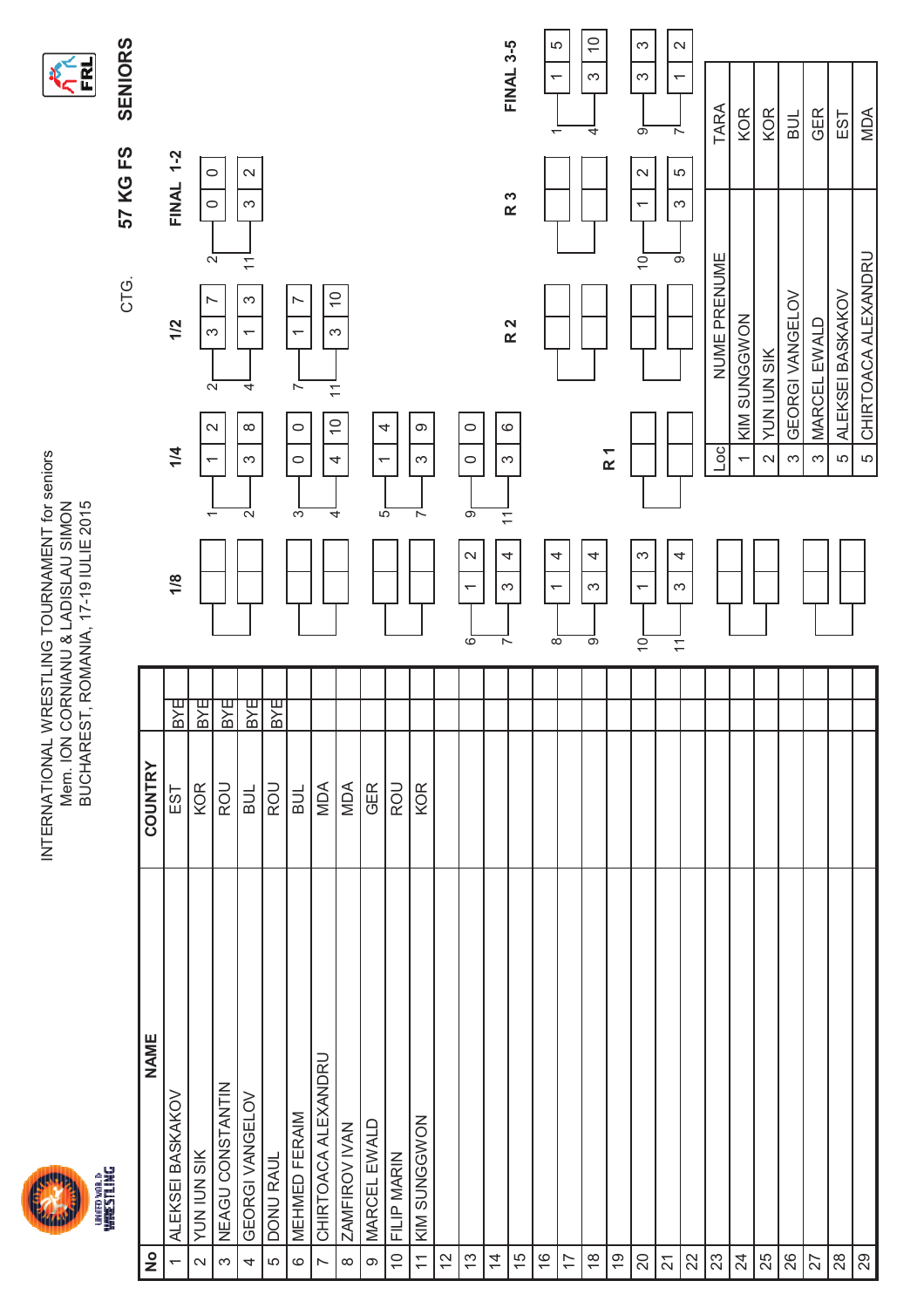# INTERNATIONAL WRESTLING TOURNAMENT for seniors
## Mem. ION CORNIANU & LADISLAU SIMON
## BUCHAREST, ROMANIA, 17-19 IULIE 2015

CTG. **57 KG FS** **SENIORS**

| No | NAME | COUNTRY | |
|---|---|---|---|
| 1 | ALEKSEI BASKAKOV | EST | BYE |
| 2 | YUN IUN SIK | KOR | BYE |
| 3 | NEAGU CONSTANTIN | ROU | BYE |
| 4 | GEORGI VANGELOV | BUL | BYE |
| 5 | DONU RAUL | ROU | BYE |
| 6 | MEHMED FERAIM | BUL | |
| 7 | CHIRTOACA ALEXANDRU | MDA | |
| 8 | ZAMFIROV IVAN | MDA | |
| 9 | MARCEL EWALD | GER | |
| 10 | FILIP MARIN | ROU | |
| 11 | KIM SUNGGWON | KOR | |
| 12 | | | |
| 13 | | | |
| 14 | | | |
| 15 | | | |
| 16 | | | |
| 17 | | | |
| 18 | | | |
| 19 | | | |
| 20 | | | |
| 21 | | | |
| 22 | | | |
| 23 | | | |
| 24 | | | |
| 25 | | | |
| 26 | | | |
| 27 | | | |
| 28 | | | |
| 29 | | | |

**1/8**

| Wrestler | Score | Score |
|---|---|---|
| 6 | 1 | 2 |
| 7 | 3 | 4 |
| 8 | 1 | 4 |
| 9 | 3 | 4 |
| 10 | 1 | 3 |
| 11 | 3 | 4 |

**1/4**

| Wrestler | Score | Score |
|---|---|---|
| 1 | 1 | 2 |
| 2 | 3 | 8 |
| 3 | 0 | 0 |
| 4 | 4 | 10 |
| 5 | 1 | 4 |
| 7 | 3 | 9 |
| 9 | 0 | 0 |
| 11 | 3 | 6 |

**1/2**

| Wrestler | Score | Score |
|---|---|---|
| 2 | 3 | 7 |
| 4 | 1 | 3 |
| 7 | 1 | 7 |
| 11 | 3 | 10 |

**FINAL 1-2**

| Wrestler | Score | Score |
|---|---|---|
| 2 | 0 | 0 |
| 11 | 3 | 2 |

**R 1**

**R 2**

**R 3**

| Wrestler | Score | Score |
|---|---|---|
| 10 | 1 | 2 |
| 9 | 3 | 5 |

**FINAL 3-5**

| Wrestler | Score | Score |
|---|---|---|
| 1 | 1 | 5 |
| 4 | 3 | 10 |
| 9 | 3 | 3 |
| 7 | 1 | 2 |

| Loc | NUME PRENUME | TARA |
|---|---|---|
| 1 | KIM SUNGGWON | KOR |
| 2 | YUN IUN SIK | KOR |
| 3 | GEORGI VANGELOV | BUL |
| 3 | MARCEL EWALD | GER |
| 5 | ALEKSEI BASKAKOV | EST |
| 5 | CHIRTOACA ALEXANDRU | MDA |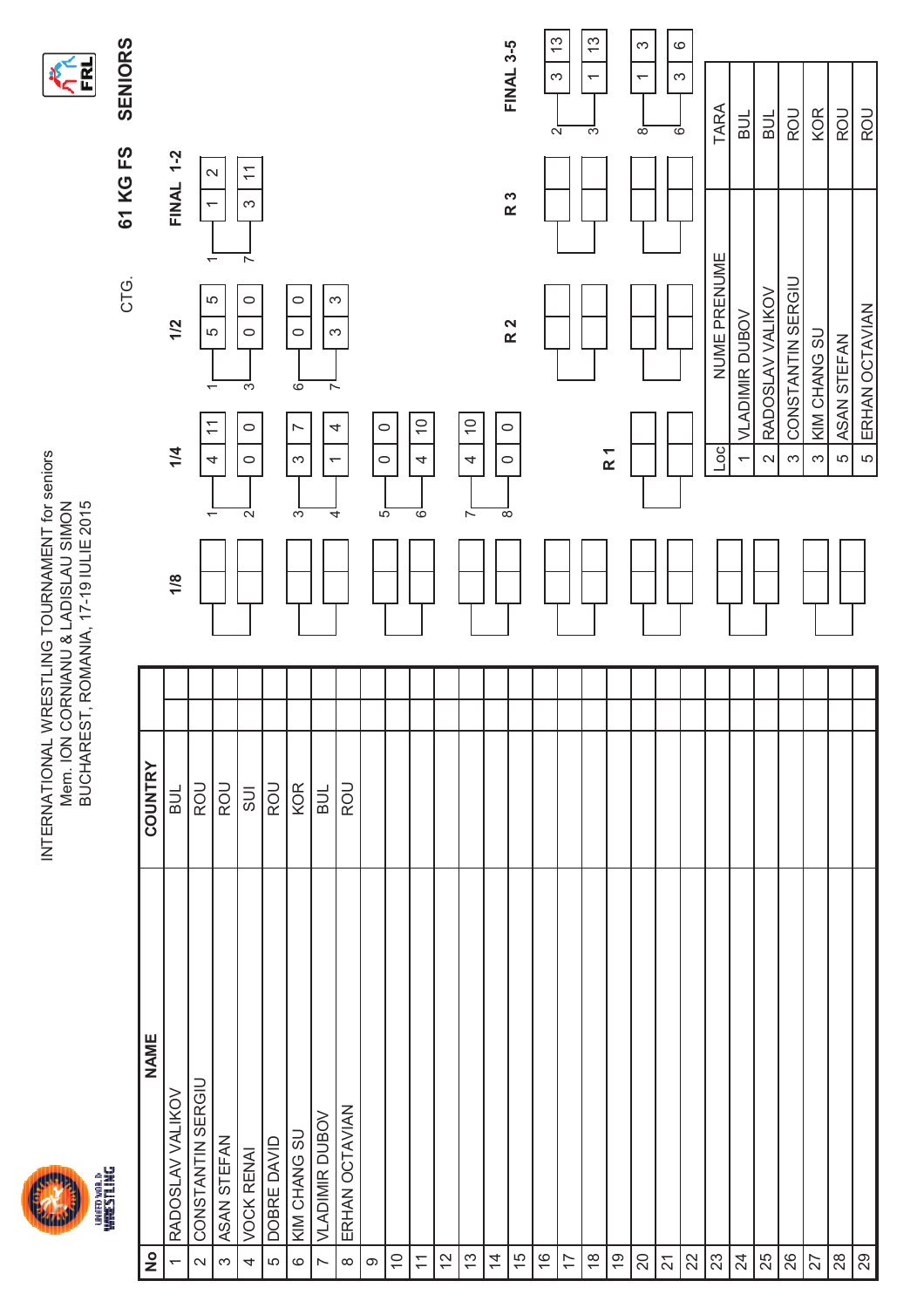# INTERNATIONAL WRESTLING TOURNAMENT for seniors

Mem. ION CORNIANU & LADISLAU SIMON

BUCHAREST, ROMANIA, 17-19 IULIE 2015

CTG. **61 KG FS** **SENIORS**

| No | NAME | COUNTRY |
|---|---|---|
| 1 | RADOSLAV VALIKOV | BUL |
| 2 | CONSTANTIN SERGIU | ROU |
| 3 | ASAN STEFAN | ROU |
| 4 | VOCK RENAI | SUI |
| 5 | DOBRE DAVID | ROU |
| 6 | KIM CHANG SU | KOR |
| 7 | VLADIMIR DUBOV | BUL |
| 8 | ERHAN OCTAVIAN | ROU |
| 9 | | |
| 10 | | |
| 11 | | |
| 12 | | |
| 13 | | |
| 14 | | |
| 15 | | |
| 16 | | |
| 17 | | |
| 18 | | |
| 19 | | |
| 20 | | |
| 21 | | |
| 22 | | |
| 23 | | |
| 24 | | |
| 25 | | |
| 26 | | |
| 27 | | |
| 28 | | |
| 29 | | |

**1/4**

| No | | |
|---|---|---|
| 1 | 4 | 11 |
| 2 | 0 | 0 |
| 3 | 3 | 7 |
| 4 | 1 | 4 |
| 5 | 0 | 0 |
| 6 | 4 | 10 |
| 7 | 4 | 10 |
| 8 | 0 | 0 |

**1/2**

| No | | |
|---|---|---|
| 1 | 5 | 5 |
| 3 | 0 | 0 |
| 6 | 0 | 0 |
| 7 | 3 | 3 |

**FINAL 1-2**

| No | | |
|---|---|---|
| 1 | 1 | 2 |
| 7 | 3 | 11 |

**FINAL 3-5**

| No | | |
|---|---|---|
| 2 | 3 | 13 |
| 3 | 1 | 13 |
| 8 | 1 | 3 |
| 6 | 3 | 6 |

| Loc | NUME PRENUME | TARA |
|---|---|---|
| 1 | VLADIMIR DUBOV | BUL |
| 2 | RADOSLAV VALIKOV | BUL |
| 3 | CONSTANTIN SERGIU | ROU |
| 3 | KIM CHANG SU | KOR |
| 5 | ASAN STEFAN | ROU |
| 5 | ERHAN OCTAVIAN | ROU |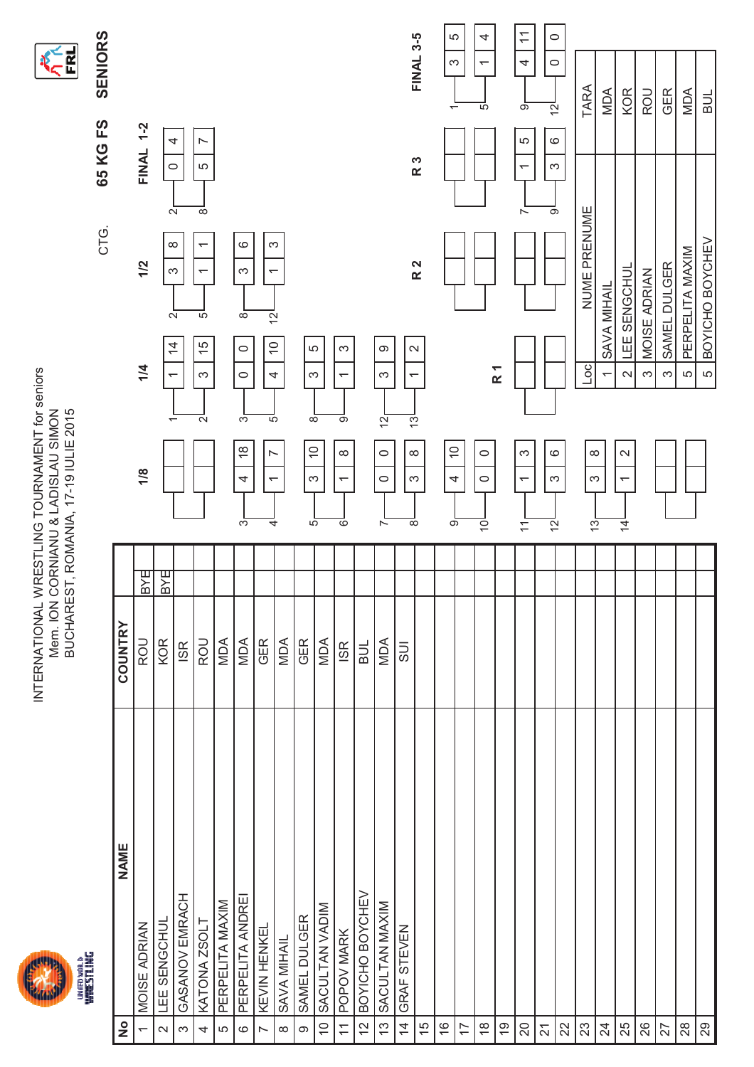# INTERNATIONAL WRESTLING TOURNAMENT for seniors
Mem. ION CORNIANU & LADISLAU SIMON
BUCHAREST, ROMANIA, 17-19 IULIE 2015

CTG. **65 KG FS** **SENIORS**

| No | NAME | COUNTRY | | |
|---|---|---|---|---|
| 1 | MOISE ADRIAN | ROU | BYE | |
| 2 | LEE SENGCHUL | KOR | BYE | |
| 3 | GASANOV EMRACH | ISR | | |
| 4 | KATONA ZSOLT | ROU | | |
| 5 | PERPELITA MAXIM | MDA | | |
| 6 | PERPELITA ANDREI | MDA | | |
| 7 | KEVIN HENKEL | GER | | |
| 8 | SAVA MIHAIL | MDA | | |
| 9 | SAMEL DULGER | GER | | |
| 10 | SACULTAN VADIM | MDA | | |
| 11 | POPOV MARK | ISR | | |
| 12 | BOYICHO BOYCHEV | BUL | | |
| 13 | SACULTAN MAXIM | MDA | | |
| 14 | GRAF STEVEN | SUI | | |
| 15 | | | | |
| 16 | | | | |
| 17 | | | | |
| 18 | | | | |
| 19 | | | | |
| 20 | | | | |
| 21 | | | | |
| 22 | | | | |
| 23 | | | | |
| 24 | | | | |
| 25 | | | | |
| 26 | | | | |
| 27 | | | | |
| 28 | | | | |
| 29 | | | | |

**1/8**

| Wrestler | Score |
|---|---|
| 3 | 4 / 18 |
| 4 | 1 / 7 |
| 5 | 3 / 10 |
| 6 | 1 / 8 |
| 7 | 0 / 0 |
| 8 | 3 / 8 |
| 9 | 4 / 10 |
| 10 | 0 / 0 |
| 11 | 1 / 3 |
| 12 | 3 / 6 |
| 13 | 3 / 8 |
| 14 | 1 / 2 |

**1/4**

| Wrestler | Score |
|---|---|
| 1 | 1 / 14 |
| 2 | 3 / 15 |
| 3 | 0 / 0 |
| 5 | 4 / 10 |
| 8 | 3 / 5 |
| 9 | 1 / 3 |
| 12 | 3 / 9 |
| 13 | 1 / 2 |

**1/2**

| Wrestler | Score |
|---|---|
| 2 | 3 / 8 |
| 5 | 1 / 1 |
| 8 | 3 / 6 |
| 12 | 1 / 3 |

**FINAL 1-2**

| Wrestler | Score |
|---|---|
| 2 | 0 / 4 |
| 8 | 5 / 7 |

**R 1**

**R 2**

**R 3**

| Wrestler | Score |
|---|---|
| 7 | 1 / 5 |
| 9 | 3 / 6 |

**FINAL 3-5**

| Wrestler | Score |
|---|---|
| 1 | 3 / 5 |
| 5 | 1 / 4 |
| 9 | 4 / 11 |
| 12 | 0 / 0 |

| Loc | NUME PRENUME | TARA |
|---|---|---|
| 1 | SAVA MIHAIL | MDA |
| 2 | LEE SENGCHUL | KOR |
| 3 | MOISE ADRIAN | ROU |
| 3 | SAMEL DULGER | GER |
| 5 | PERPELITA MAXIM | MDA |
| 5 | BOYICHO BOYCHEV | BUL |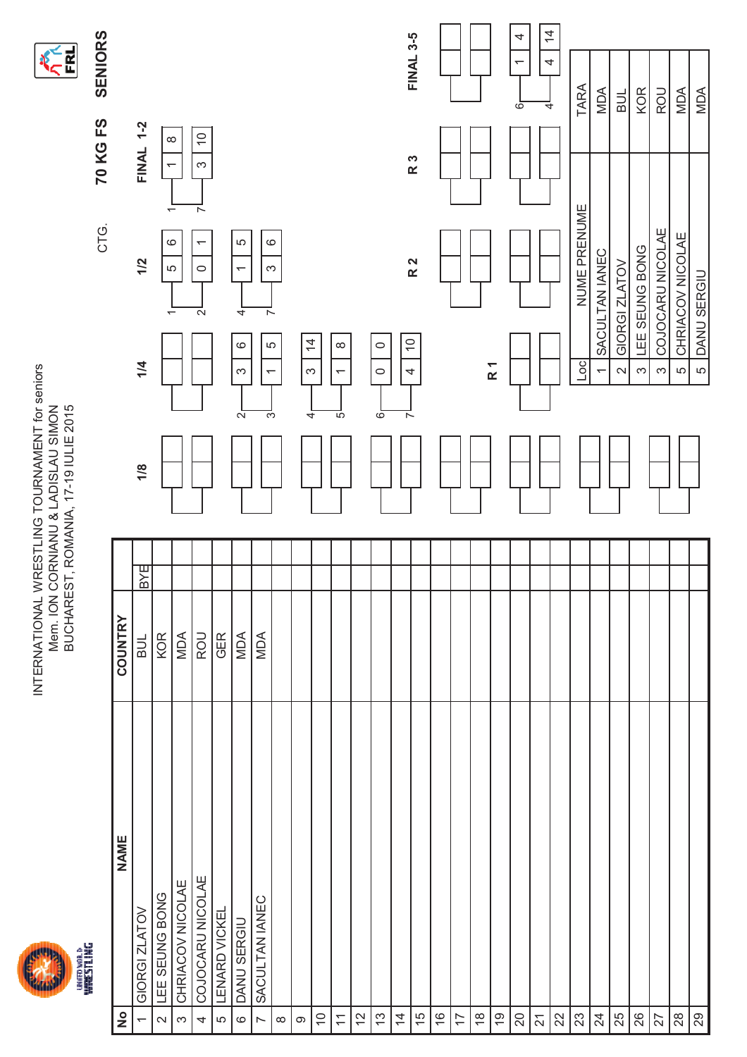# INTERNATIONAL WRESTLING TOURNAMENT for seniors

Mem. ION CORNIANU & LADISLAU SIMON

BUCHAREST, ROMANIA, 17-19 IULIE 2015

CTG. **70 KG FS** **SENIORS**

| No | NAME | COUNTRY | |
|---|---|---|---|
| 1 | GIORGI ZLATOV | BUL | BYE |
| 2 | LEE SEUNG BONG | KOR | |
| 3 | CHRIACOV NICOLAE | MDA | |
| 4 | COJOCARU NICOLAE | ROU | |
| 5 | LENARD VICKEL | GER | |
| 6 | DANU SERGIU | MDA | |
| 7 | SACULTAN IANEC | MDA | |
| 8 | | | |
| 9 | | | |
| 10 | | | |
| 11 | | | |
| 12 | | | |
| 13 | | | |
| 14 | | | |
| 15 | | | |
| 16 | | | |
| 17 | | | |
| 18 | | | |
| 19 | | | |
| 20 | | | |
| 21 | | | |
| 22 | | | |
| 23 | | | |
| 24 | | | |
| 25 | | | |
| 26 | | | |
| 27 | | | |
| 28 | | | |
| 29 | | | |

**1/4**

| Wrestler | | |
|---|---|---|
| 2 | 3 | 6 |
| 3 | 1 | 5 |
| 4 | 3 | 14 |
| 5 | 1 | 8 |
| 6 | 0 | 0 |
| 7 | 4 | 10 |

**1/2**

| Wrestler | | |
|---|---|---|
| 1 | 5 | 6 |
| 2 | 0 | 1 |
| 4 | 1 | 5 |
| 7 | 3 | 6 |

**FINAL 1-2**

| Wrestler | | |
|---|---|---|
| 1 | 1 | 8 |
| 7 | 3 | 10 |

**FINAL 3-5**

| Wrestler | | |
|---|---|---|
| 6 | 1 | 4 |
| 4 | 4 | 14 |

| Loc | NUME PRENUME | TARA |
|---|---|---|
| 1 | SACULTAN IANEC | MDA |
| 2 | GIORGI ZLATOV | BUL |
| 3 | LEE SEUNG BONG | KOR |
| 3 | COJOCARU NICOLAE | ROU |
| 5 | CHRIACOV NICOLAE | MDA |
| 5 | DANU SERGIU | MDA |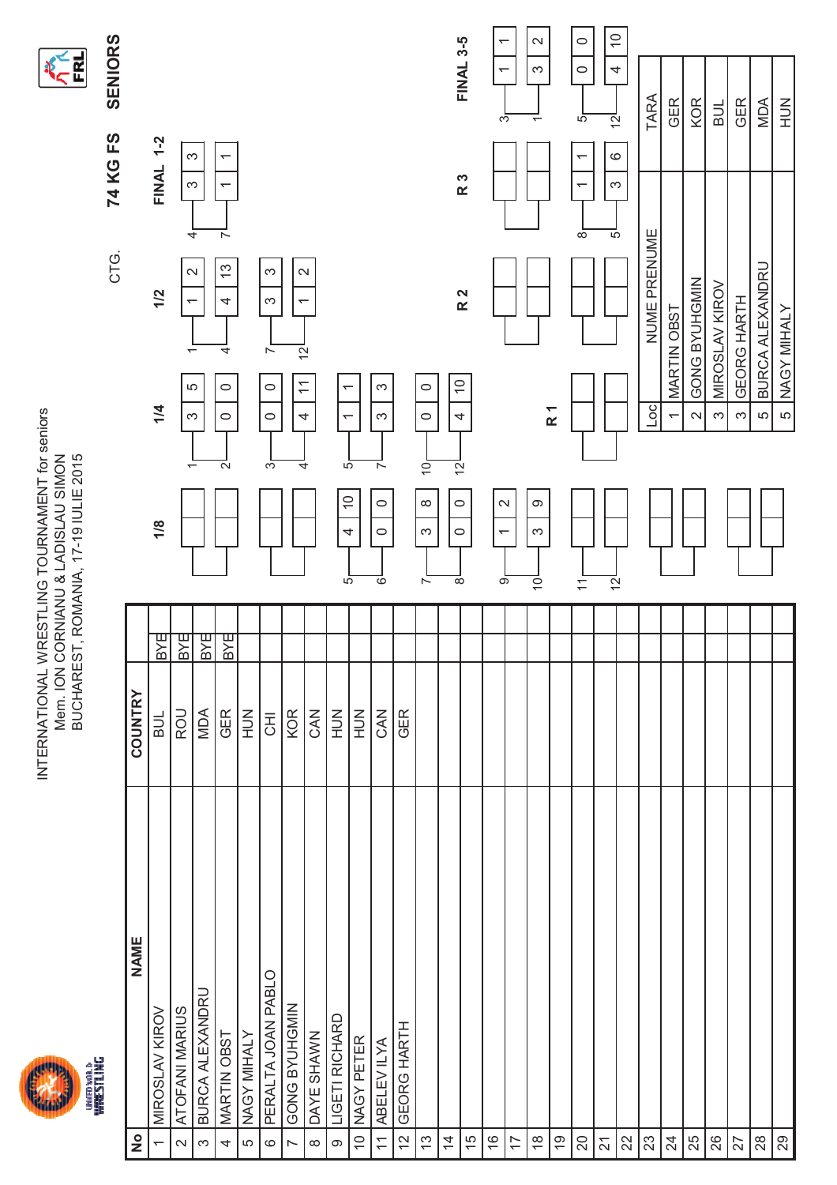INTERNATIONAL WRESTLING TOURNAMENT for seniors
Mem. ION CORNIANU & LADISLAU SIMON
BUCHAREST, ROMANIA, 17-19 IULIE 2015

CTG. **74 KG FS** **SENIORS**

| No | NAME | COUNTRY | |
|---|---|---|---|
| 1 | MIROSLAV KIROV | BUL | BYE |
| 2 | ATOFANI MARIUS | ROU | BYE |
| 3 | BURCA ALEXANDRU | MDA | BYE |
| 4 | MARTIN OBST | GER | BYE |
| 5 | NAGY MIHALY | HUN | |
| 6 | PERALTA JOAN PABLO | CHI | |
| 7 | GONG BYUHGMIN | KOR | |
| 8 | DAYE SHAWN | CAN | |
| 9 | LIGETI RICHARD | HUN | |
| 10 | NAGY PETER | HUN | |
| 11 | ABELEV ILYA | CAN | |
| 12 | GEORG HARTH | GER | |
| 13 | | | |
| 14 | | | |
| 15 | | | |
| 16 | | | |
| 17 | | | |
| 18 | | | |
| 19 | | | |
| 20 | | | |
| 21 | | | |
| 22 | | | |
| 23 | | | |
| 24 | | | |
| 25 | | | |
| 26 | | | |
| 27 | | | |
| 28 | | | |
| 29 | | | |

**1/8**

| Bout | Wrestler | Scores | |
|---|---|---|---|
| 5 vs 6 | 5 | 4 | 10 |
| | 6 | 0 | 0 |
| 7 vs 8 | 7 | 3 | 8 |
| | 8 | 0 | 0 |
| 9 vs 10 | 9 | 1 | 2 |
| | 10 | 3 | 9 |

**1/4**

| Bout | Wrestler | Scores | |
|---|---|---|---|
| 1 vs 2 | 1 | 3 | 5 |
| | 2 | 0 | 0 |
| 3 vs 4 | 3 | 0 | 0 |
| | 4 | 4 | 11 |
| 5 vs 7 | 5 | 1 | 1 |
| | 7 | 3 | 3 |
| 10 vs 12 | 10 | 0 | 0 |
| | 12 | 4 | 10 |

**1/2**

| Bout | Wrestler | Scores | |
|---|---|---|---|
| 1 vs 4 | 1 | 1 | 2 |
| | 4 | 4 | 13 |
| 7 vs 12 | 7 | 3 | 3 |
| | 12 | 1 | 2 |

**FINAL 1-2**

| Wrestler | Scores | |
|---|---|---|
| 4 | 3 | 3 |
| 7 | 1 | 1 |

**R 1** / **R 2**

**R 3**

| Wrestler | Scores | |
|---|---|---|
| 8 | 1 | 1 |
| 5 | 3 | 6 |

**FINAL 3-5**

| Wrestler | Scores | |
|---|---|---|
| 3 | 1 | 1 |
| 1 | 3 | 2 |
| 5 | 0 | 0 |
| 12 | 4 | 10 |

| Loc | NUME PRENUME | TARA |
|---|---|---|
| 1 | MARTIN OBST | GER |
| 2 | GONG BYUHGMIN | KOR |
| 3 | MIROSLAV KIROV | BUL |
| 3 | GEORG HARTH | GER |
| 5 | BURCA ALEXANDRU | MDA |
| 5 | NAGY MIHALY | HUN |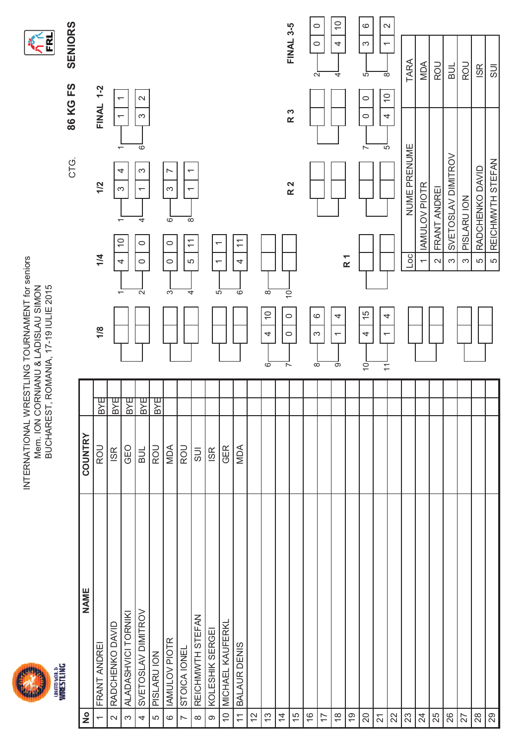# INTERNATIONAL WRESTLING TOURNAMENT for seniors
Mem. ION CORNIANU & LADISLAU SIMON
BUCHAREST, ROMANIA, 17-19 IULIE 2015

CTG. **86 KG FS** **SENIORS**

| No | NAME | COUNTRY | |
|---|---|---|---|
| 1 | FRANT ANDREI | ROU | BYE |
| 2 | RADCHENKO DAVID | ISR | BYE |
| 3 | ALADASHVICI TORNIKI | GEO | BYE |
| 4 | SVETOSLAV DIMITROV | BUL | BYE |
| 5 | PISLARU ION | ROU | BYE |
| 6 | IAMULOV PIOTR | MDA | |
| 7 | STOICA IONEL | ROU | |
| 8 | REICHMWTH STEFAN | SUI | |
| 9 | KOLESHIK SERGEI | ISR | |
| 10 | MICHAEL KAUFERKL | GER | |
| 11 | BALAUR DENIS | MDA | |
| 12 | | | |
| 13 | | | |
| 14 | | | |
| 15 | | | |
| 16 | | | |
| 17 | | | |
| 18 | | | |
| 19 | | | |
| 20 | | | |
| 21 | | | |
| 22 | | | |
| 23 | | | |
| 24 | | | |
| 25 | | | |
| 26 | | | |
| 27 | | | |
| 28 | | | |
| 29 | | | |

**1/8**

| Bout | No | | |
|---|---|---|---|
| 6 vs 7 | 6 | 4 | 10 |
| | 7 | 0 | 0 |
| 8 vs 9 | 8 | 3 | 6 |
| | 9 | 1 | 4 |
| 10 vs 11 | 10 | 4 | 15 |
| | 11 | 1 | 4 |

**1/4**

| Bout | No | | |
|---|---|---|---|
| 1 vs 2 | 1 | 4 | 10 |
| | 2 | 0 | 0 |
| 3 vs 4 | 3 | 0 | 0 |
| | 4 | 5 | 11 |
| 5 vs 6 | 5 | 1 | 1 |
| | 6 | 4 | 11 |
| 8 vs 10 | 8 | | |
| | 10 | | |

**1/2**

| Bout | No | | |
|---|---|---|---|
| 1 vs 4 | 1 | 3 | 4 |
| | 4 | 1 | 3 |
| 6 vs 8 | 6 | 3 | 7 |
| | 8 | 1 | 1 |

**FINAL 1-2**

| No | | |
|---|---|---|
| 1 | 1 | 1 |
| 6 | 3 | 2 |

**R 1**

**R 2**

**R 3**

| No | | |
|---|---|---|
| 7 | 0 | 0 |
| 5 | 4 | 10 |

**FINAL 3-5**

| No | | |
|---|---|---|
| 2 | 0 | 0 |
| 4 | 4 | 10 |
| 5 | 3 | 6 |
| 8 | 1 | 2 |

| Loc | NUME PRENUME | TARA |
|---|---|---|
| 1 | IAMULOV PIOTR | MDA |
| 2 | FRANT ANDREI | ROU |
| 3 | SVETOSLAV DIMITROV | BUL |
| 3 | PISLARU ION | ROU |
| 5 | RADCHENKO DAVID | ISR |
| 5 | REICHMWTH STEFAN | SUI |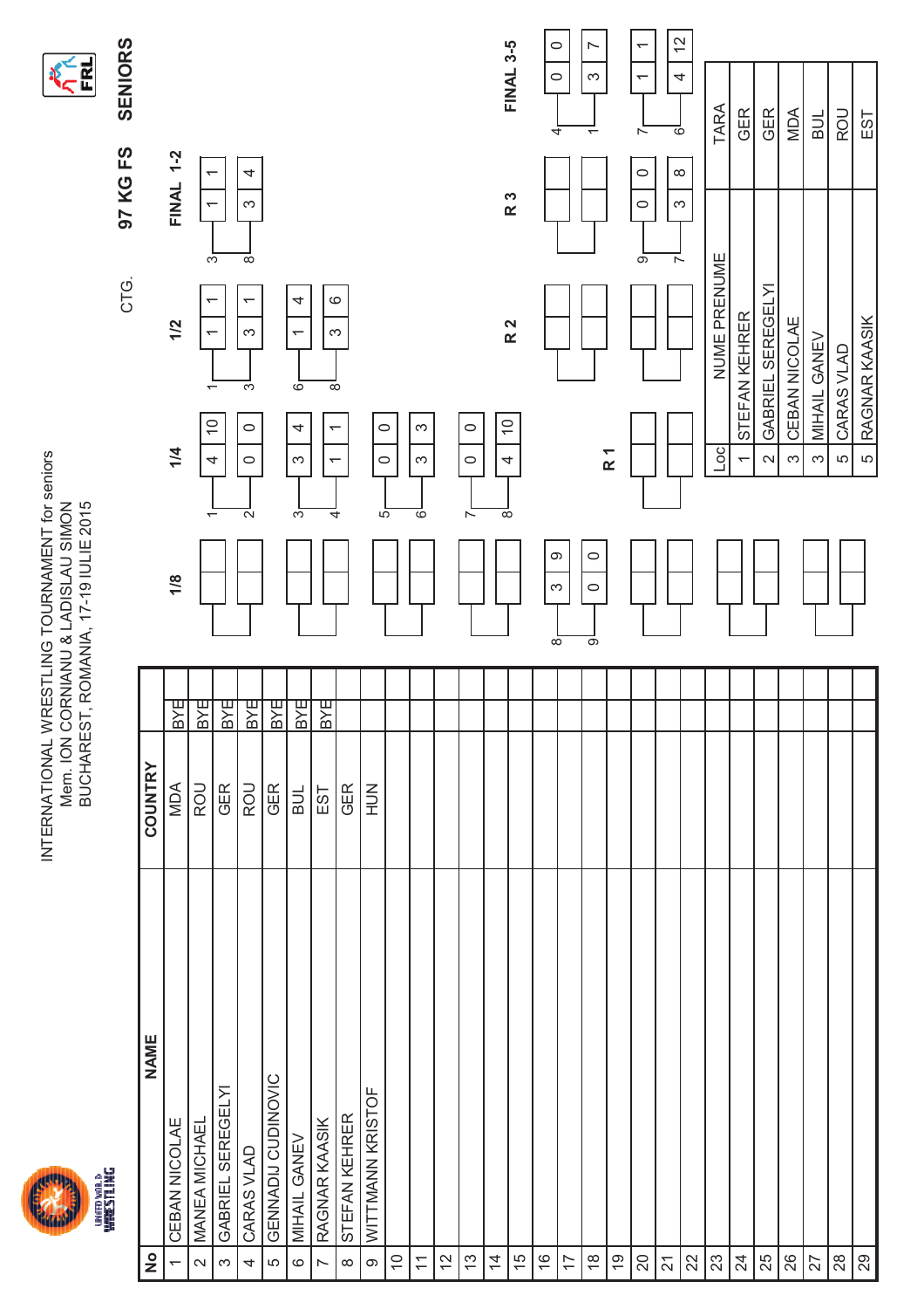INTERNATIONAL WRESTLING TOURNAMENT for seniors
Mem. ION CORNIANU & LADISLAU SIMON
BUCHAREST, ROMANIA, 17-19 IULIE 2015

CTG. **97 KG FS** **SENIORS**

| No | NAME | COUNTRY | |
|---|---|---|---|
| 1 | CEBAN NICOLAE | MDA | BYE |
| 2 | MANEA MICHAEL | ROU | BYE |
| 3 | GABRIEL SEREGELYI | GER | BYE |
| 4 | CARAS VLAD | ROU | BYE |
| 5 | GENNADIJ CUDINOVIC | GER | BYE |
| 6 | MIHAIL GANEV | BUL | BYE |
| 7 | RAGNAR KAASIK | EST | BYE |
| 8 | STEFAN KEHRER | GER | |
| 9 | WITTMANN KRISTOF | HUN | |
| 10 | | | |
| 11 | | | |
| 12 | | | |
| 13 | | | |
| 14 | | | |
| 15 | | | |
| 16 | | | |
| 17 | | | |
| 18 | | | |
| 19 | | | |
| 20 | | | |
| 21 | | | |
| 22 | | | |
| 23 | | | |
| 24 | | | |
| 25 | | | |
| 26 | | | |
| 27 | | | |
| 28 | | | |
| 29 | | | |

**1/8**

| Wrestler | Score | |
|---|---|---|
| 8 | 3 | 9 |
| 9 | 0 | 0 |

**1/4**

| Wrestler | Score | |
|---|---|---|
| 1 | 4 | 10 |
| 2 | 0 | 0 |
| 3 | 3 | 4 |
| 4 | 1 | 1 |
| 5 | 0 | 0 |
| 6 | 3 | 3 |
| 7 | 0 | 0 |
| 8 | 4 | 10 |

**1/2**

| Wrestler | Score | |
|---|---|---|
| 1 | 1 | 1 |
| 3 | 3 | 1 |
| 6 | 1 | 4 |
| 8 | 3 | 6 |

**FINAL 1-2**

| Wrestler | Score | |
|---|---|---|
| 3 | 1 | 1 |
| 8 | 3 | 4 |

**R 1**

**R 2**

**R 3**

| Wrestler | Score | |
|---|---|---|
| 9 | 0 | 0 |
| 7 | 3 | 8 |

**FINAL 3-5**

| Wrestler | Score | |
|---|---|---|
| 4 | 0 | 0 |
| 1 | 3 | 7 |
| 7 | 1 | 1 |
| 6 | 4 | 12 |

| Loc | NUME PRENUME | TARA |
|---|---|---|
| 1 | STEFAN KEHRER | GER |
| 2 | GABRIEL SEREGELYI | GER |
| 3 | CEBAN NICOLAE | MDA |
| 3 | MIHAIL GANEV | BUL |
| 5 | CARAS VLAD | ROU |
| 5 | RAGNAR KAASIK | EST |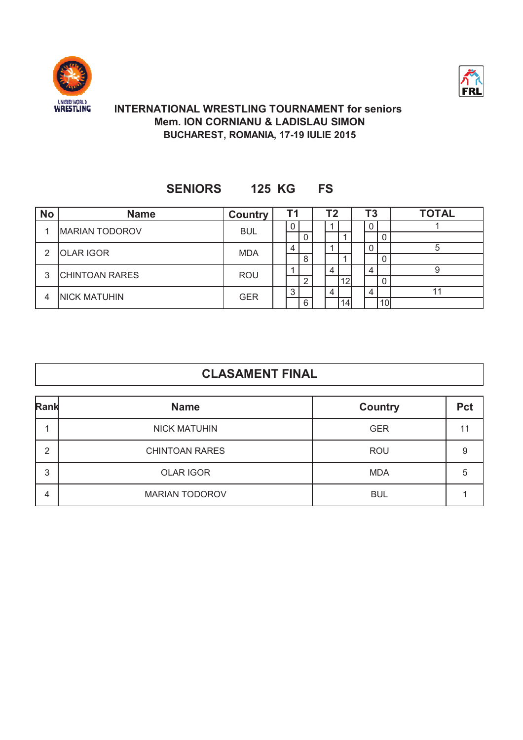**INTERNATIONAL WRESTLING TOURNAMENT for seniors**
**Mem. ION CORNIANU & LADISLAU SIMON**
**BUCHAREST, ROMANIA, 17-19 IULIE 2015**

## SENIORS 125 KG FS

| No | Name | Country | T1 | | T2 | | T3 | | TOTAL |
|---|---|---|---|---|---|---|---|---|---|
| 1 | MARIAN TODOROV | BUL | 0 | | 1 | | 0 | | 1 |
| | | | | 0 | | 1 | | 0 | |
| 2 | OLAR IGOR | MDA | 4 | | 1 | | 0 | | 5 |
| | | | | 8 | | 1 | | 0 | |
| 3 | CHINTOAN RARES | ROU | 1 | | 4 | | 4 | | 9 |
| | | | | 2 | | 12 | | 0 | |
| 4 | NICK MATUHIN | GER | 3 | | 4 | | 4 | | 11 |
| | | | | 6 | | 14 | | 10 | |

## CLASAMENT FINAL

| Rank | Name | Country | Pct |
|---|---|---|---|
| 1 | NICK MATUHIN | GER | 11 |
| 2 | CHINTOAN RARES | ROU | 9 |
| 3 | OLAR IGOR | MDA | 5 |
| 4 | MARIAN TODOROV | BUL | 1 |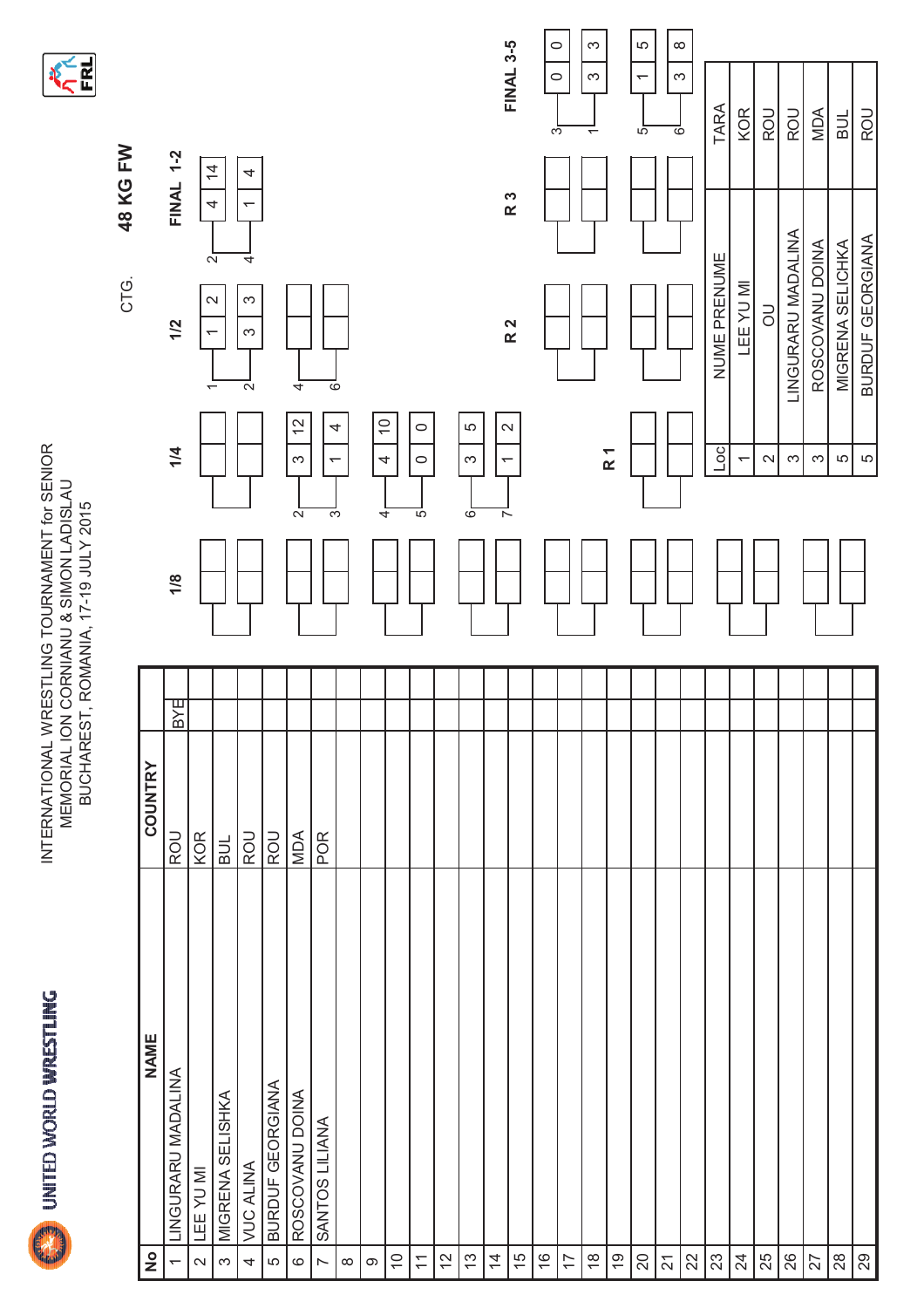UNITED WORLD WRESTLING

INTERNATIONAL WRESTLING TOURNAMENT for SENIOR
MEMORIAL ION CORNIANU & SIMON LADISLAU
BUCHAREST, ROMANIA, 17-19 JULY 2015

CTG. **48 KG FW**

| No | NAME | COUNTRY | |
|---|---|---|---|
| 1 | LINGURARU MADALINA | ROU | BYE |
| 2 | LEE YU MI | KOR | |
| 3 | MIGRENA SELISHKA | BUL | |
| 4 | VUC ALINA | ROU | |
| 5 | BURDUF GEORGIANA | ROU | |
| 6 | ROSCOVANU DOINA | MDA | |
| 7 | SANTOS LILIANA | POR | |
| 8 | | | |
| 9 | | | |
| 10 | | | |
| 11 | | | |
| 12 | | | |
| 13 | | | |
| 14 | | | |
| 15 | | | |
| 16 | | | |
| 17 | | | |
| 18 | | | |
| 19 | | | |
| 20 | | | |
| 21 | | | |
| 22 | | | |
| 23 | | | |
| 24 | | | |
| 25 | | | |
| 26 | | | |
| 27 | | | |
| 28 | | | |
| 29 | | | |

**1/4**

| No | | |
|---|---|---|
| 2 | 3 | 12 |
| 3 | 1 | 4 |
| 4 | 4 | 10 |
| 5 | 0 | 0 |
| 6 | 3 | 5 |
| 7 | 1 | 2 |

**1/2**

| No | | |
|---|---|---|
| 1 | 1 | 2 |
| 2 | 3 | 3 |
| 4 | | |
| 6 | | |

**FINAL 1-2**

| No | | |
|---|---|---|
| 2 | 4 | 14 |
| 4 | 1 | 4 |

**FINAL 3-5**

| No | | |
|---|---|---|
| 3 | 0 | 0 |
| 1 | 3 | 3 |
| 5 | 1 | 5 |
| 6 | 3 | 8 |

**R 1** **R 2** **R 3**

| Loc | NUME PRENUME | TARA |
|---|---|---|
| 1 | LEE YU MI | KOR |
| 2 | OU | ROU |
| 3 | LINGURARU MADALINA | ROU |
| 3 | ROSCOVANU DOINA | MDA |
| 5 | MIGRENA SELICHKA | BUL |
| 5 | BURDUF GEORGIANA | ROU |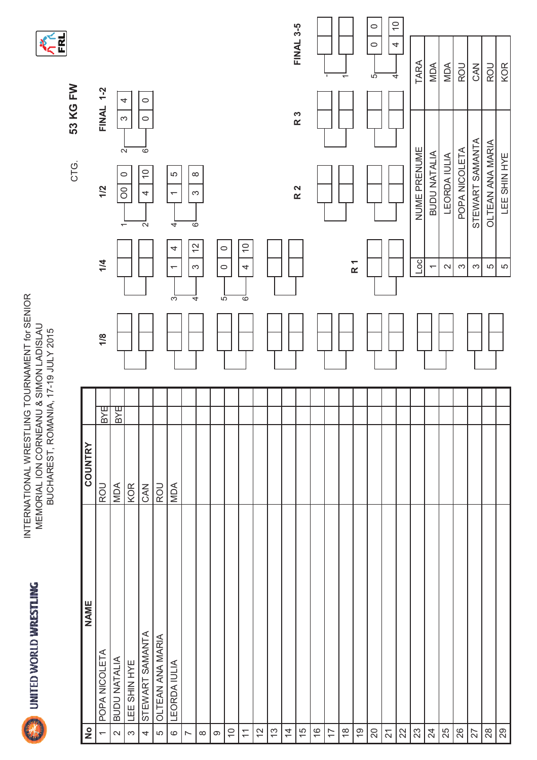UNITED WORLD WRESTLING

INTERNATIONAL WRESTLING TOURNAMENT for SENIOR
MEMORIAL ION CORNEANU & SIMON LADISLAU
BUCHAREST, ROMANIA, 17-19 JULY 2015

FRL

CTG. **53 KG FW**

| No | NAME | COUNTRY | |
|---|---|---|---|
| 1 | POPA NICOLETA | ROU | BYE |
| 2 | BUDU NATALIA | MDA | BYE |
| 3 | LEE SHIN HYE | KOR | |
| 4 | STEWART SAMANTA | CAN | |
| 5 | OLTEAN ANA MARIA | ROU | |
| 6 | LEORDA IULIA | MDA | |
| 7 | | | |
| 8 | | | |
| 9 | | | |
| 10 | | | |
| 11 | | | |
| 12 | | | |
| 13 | | | |
| 14 | | | |
| 15 | | | |
| 16 | | | |
| 17 | | | |
| 18 | | | |
| 19 | | | |
| 20 | | | |
| 21 | | | |
| 22 | | | |
| 23 | | | |
| 24 | | | |
| 25 | | | |
| 26 | | | |
| 27 | | | |
| 28 | | | |
| 29 | | | |

**1/8**

**1/4**

- 3 vs 4: 1 4 / 3 12
- 5 vs 6: 0 0 / 4 10

**1/2**

- 1 vs 2: 0O 0 / 4 10
- 4 vs 6: 1 5 / 3 8

**FINAL 1-2**

- 2 vs 6: 3 4 / 0 0

**R 1**

**R 2**

**R 3**

**FINAL 3-5**

- 1 vs -
- 5 vs 4: 0 0 / 4 10

| Loc | NUME PRENUME | TARA |
|---|---|---|
| 1 | BUDU NATALIA | MDA |
| 2 | LEORDA IULIA | MDA |
| 3 | POPA NICOLETA | ROU |
| 3 | STEWART SAMANTA | CAN |
| 5 | OLTEAN ANA MARIA | ROU |
| 5 | LEE SHIN HYE | KOR |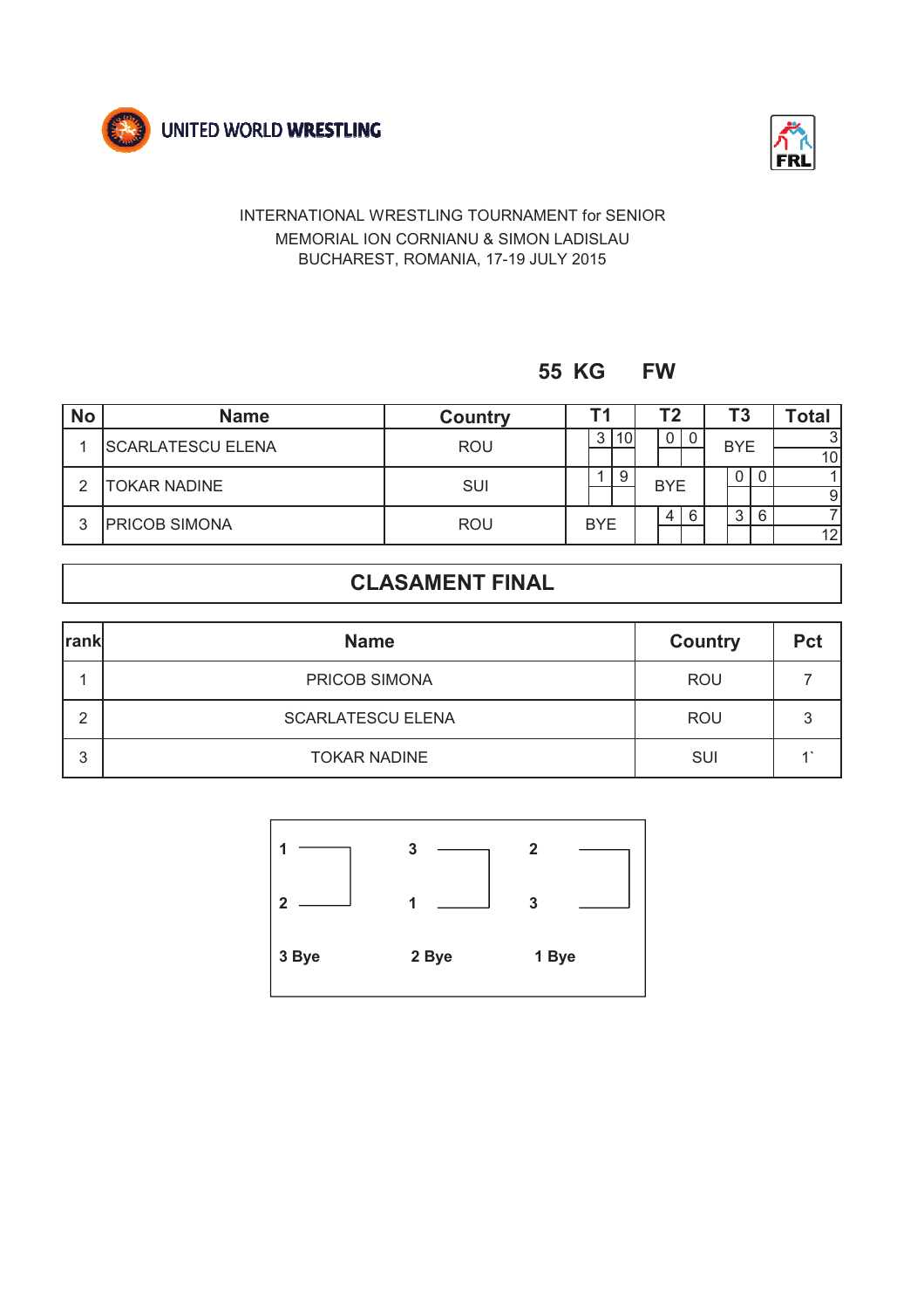UNITED WORLD WRESTLING

FRL

INTERNATIONAL WRESTLING TOURNAMENT for SENIOR
MEMORIAL ION CORNIANU & SIMON LADISLAU
BUCHAREST, ROMANIA, 17-19 JULY 2015

## 55 KG FW

| No | Name | Country | T1 | | T2 | | T3 | | Total |
|---|---|---|---|---|---|---|---|---|---|
| 1 | SCARLATESCU ELENA | ROU | 3 | 10 | 0 | 0 | BYE | | 3 / 10 |
| 2 | TOKAR NADINE | SUI | 1 | 9 | BYE | | 0 | 0 | 1 / 9 |
| 3 | PRICOB SIMONA | ROU | BYE | | 4 | 6 | 3 | 6 | 7 / 12 |

## CLASAMENT FINAL

| rank | Name | Country | Pct |
|---|---|---|---|
| 1 | PRICOB SIMONA | ROU | 7 |
| 2 | SCARLATESCU ELENA | ROU | 3 |
| 3 | TOKAR NADINE | SUI | 1` |

| T1 | T2 | T3 |
|---|---|---|
| 1 – 2 | 3 – 1 | 2 – 3 |
| 3 Bye | 2 Bye | 1 Bye |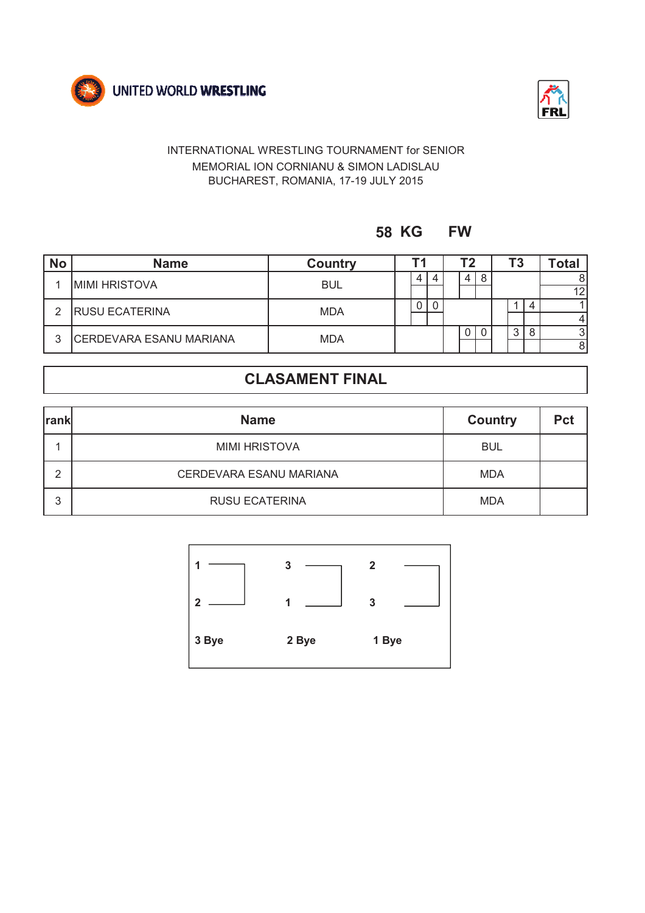UNITED WORLD WRESTLING

FRL

INTERNATIONAL WRESTLING TOURNAMENT for SENIOR
MEMORIAL ION CORNIANU & SIMON LADISLAU
BUCHAREST, ROMANIA, 17-19 JULY 2015

## 58 KG FW

| No | Name | Country | T1 | | T2 | | T3 | | Total |
|---|---|---|---|---|---|---|---|---|---|
| 1 | MIMI HRISTOVA | BUL | 4 | 4 | 4 | 8 | | | 8 / 12 |
| 2 | RUSU ECATERINA | MDA | 0 | 0 | | | 1 | 4 | 1 / 4 |
| 3 | CERDEVARA ESANU MARIANA | MDA | | | 0 | 0 | 3 | 8 | 3 / 8 |

## CLASAMENT FINAL

| rank | Name | Country | Pct |
|---|---|---|---|
| 1 | MIMI HRISTOVA | BUL | |
| 2 | CERDEVARA ESANU MARIANA | MDA | |
| 3 | RUSU ECATERINA | MDA | |

| T1 | T2 | T3 |
|---|---|---|
| 1 – 2 | 3 – 1 | 2 – 3 |
| 3 Bye | 2 Bye | 1 Bye |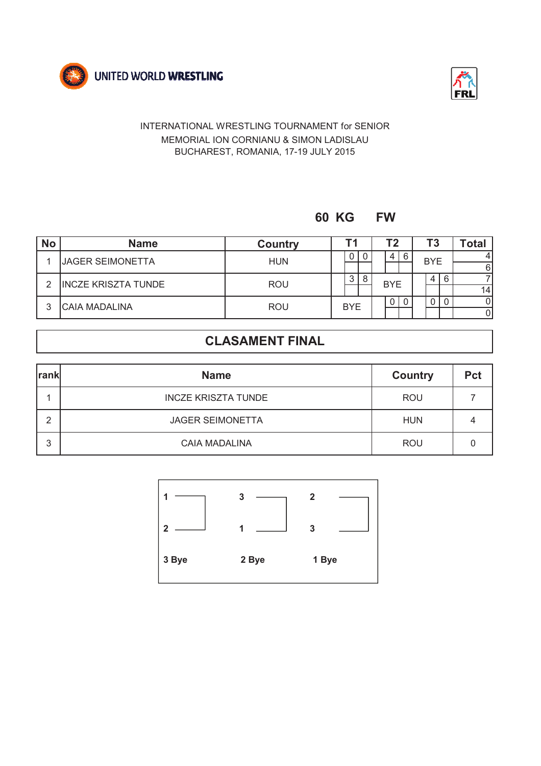UNITED WORLD WRESTLING

FRL

INTERNATIONAL WRESTLING TOURNAMENT for SENIOR
MEMORIAL ION CORNIANU & SIMON LADISLAU
BUCHAREST, ROMANIA, 17-19 JULY 2015

## 60 KG FW

| No | Name | Country | T1 | | T2 | | T3 | | Total |
|---|---|---|---|---|---|---|---|---|---|
| 1 | JAGER SEIMONETTA | HUN | 0 | 0 | 4 | 6 | BYE | | 4 / 6 |
| 2 | INCZE KRISZTA TUNDE | ROU | 3 | 8 | BYE | | 4 | 6 | 7 / 14 |
| 3 | CAIA MADALINA | ROU | BYE | | 0 | 0 | 0 | 0 | 0 / 0 |

## CLASAMENT FINAL

| rank | Name | Country | Pct |
|---|---|---|---|
| 1 | INCZE KRISZTA TUNDE | ROU | 7 |
| 2 | JAGER SEIMONETTA | HUN | 4 |
| 3 | CAIA MADALINA | ROU | 0 |

| Round 1 | Round 2 | Round 3 |
|---|---|---|
| 1 vs 2 | 3 vs 1 | 2 vs 3 |
| 3 Bye | 2 Bye | 1 Bye |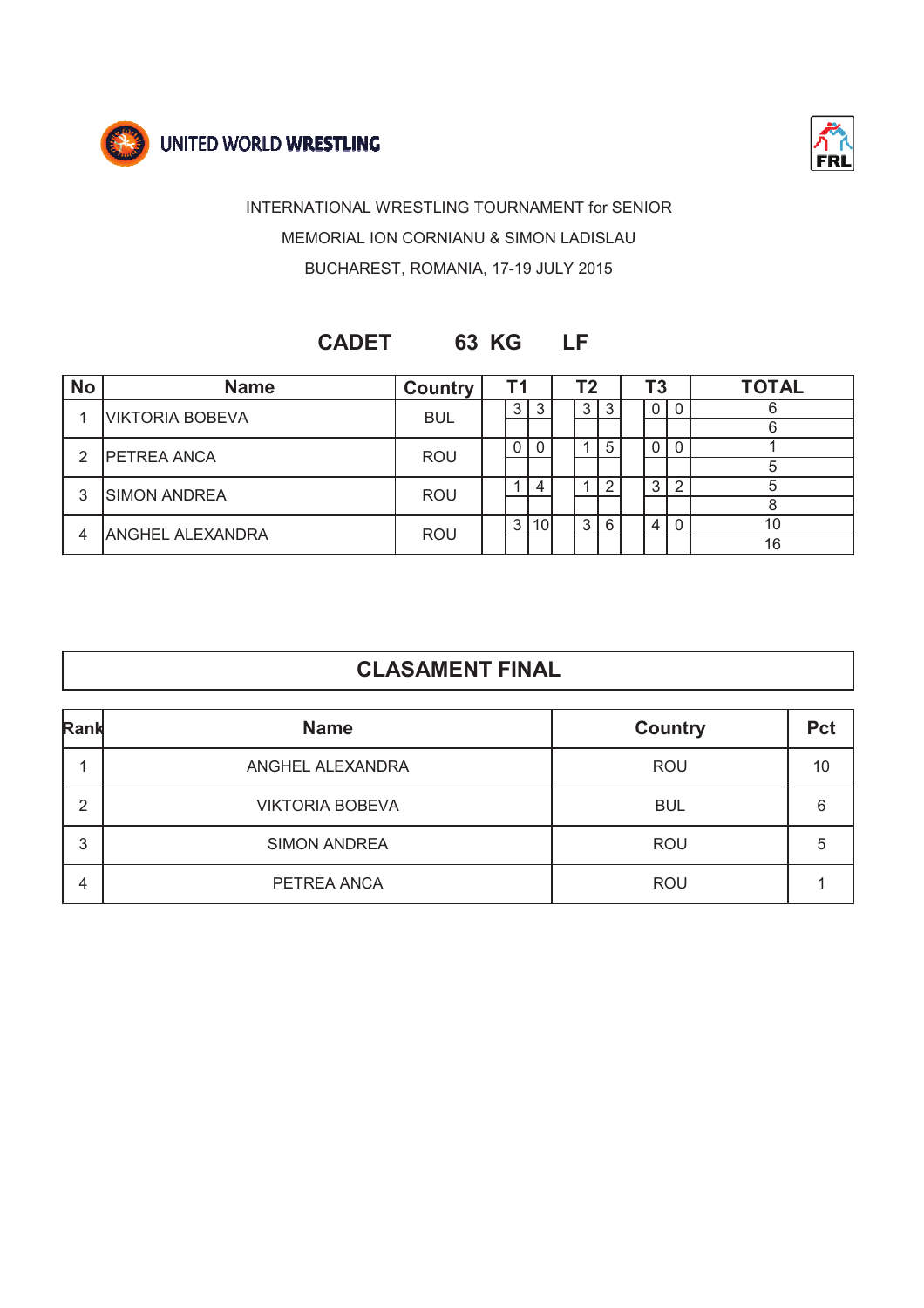UNITED WORLD WRESTLING

FRL

INTERNATIONAL WRESTLING TOURNAMENT for SENIOR

MEMORIAL ION CORNIANU & SIMON LADISLAU

BUCHAREST, ROMANIA, 17-19 JULY 2015

## CADET 63 KG LF

| No | Name | Country | T1 | | | T2 | | | T3 | | | TOTAL |
|---|---|---|---|---|---|---|---|---|---|---|---|---|
| 1 | VIKTORIA BOBEVA | BUL | | 3 | 3 | | 3 | 3 | | 0 | 0 | 6 |
| | | | | | | | | | | | | 6 |
| 2 | PETREA ANCA | ROU | | 0 | 0 | | 1 | 5 | | 0 | 0 | 1 |
| | | | | | | | | | | | | 5 |
| 3 | SIMON ANDREA | ROU | | 1 | 4 | | 1 | 2 | | 3 | 2 | 5 |
| | | | | | | | | | | | | 8 |
| 4 | ANGHEL ALEXANDRA | ROU | | 3 | 10 | | 3 | 6 | | 4 | 0 | 10 |
| | | | | | | | | | | | | 16 |

## CLASAMENT FINAL

| Rank | Name | Country | Pct |
|---|---|---|---|
| 1 | ANGHEL ALEXANDRA | ROU | 10 |
| 2 | VIKTORIA BOBEVA | BUL | 6 |
| 3 | SIMON ANDREA | ROU | 5 |
| 4 | PETREA ANCA | ROU | 1 |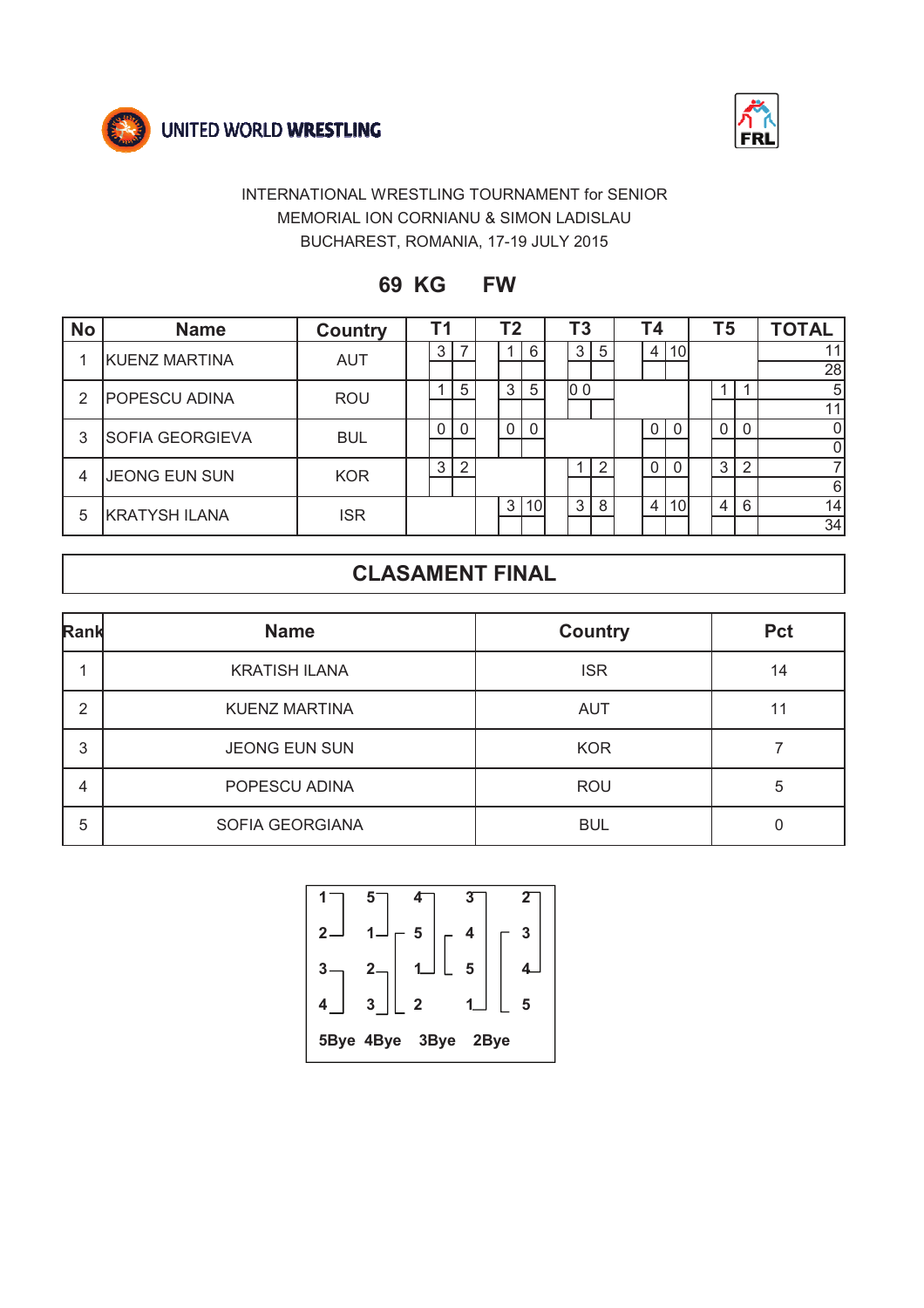UNITED WORLD WRESTLING

FRL

INTERNATIONAL WRESTLING TOURNAMENT for SENIOR
MEMORIAL ION CORNIANU & SIMON LADISLAU
BUCHAREST, ROMANIA, 17-19 JULY 2015

## 69 KG FW

| No | Name | Country | T1 | | T2 | | T3 | | T4 | | T5 | | TOTAL |
|---|---|---|---|---|---|---|---|---|---|---|---|---|---|
| 1 | KUENZ MARTINA | AUT | 3 | 7 | 1 | 6 | 3 | 5 | 4 | 10 | | | 11 / 28 |
| 2 | POPESCU ADINA | ROU | 1 | 5 | 3 | 5 | 0 | 0 | | | 1 | 1 | 5 / 11 |
| 3 | SOFIA GEORGIEVA | BUL | 0 | 0 | 0 | 0 | | | 0 | 0 | 0 | 0 | 0 / 0 |
| 4 | JEONG EUN SUN | KOR | 3 | 2 | | | 1 | 2 | 0 | 0 | 3 | 2 | 7 / 6 |
| 5 | KRATYSH ILANA | ISR | | | 3 | 10 | 3 | 8 | 4 | 10 | 4 | 6 | 14 / 34 |

## CLASAMENT FINAL

| Rank | Name | Country | Pct |
|---|---|---|---|
| 1 | KRATISH ILANA | ISR | 14 |
| 2 | KUENZ MARTINA | AUT | 11 |
| 3 | JEONG EUN SUN | KOR | 7 |
| 4 | POPESCU ADINA | ROU | 5 |
| 5 | SOFIA GEORGIANA | BUL | 0 |

| Round 1 | Round 2 | Round 3 | Round 4 | Round 5 |
|---|---|---|---|---|
| 1 - 2 | 5 - 1 | 4 - 5 | 3 - 4 | 2 - 3 |
| 3 - 4 | 2 - 3 | 1 - 2 | 5 - 1 | 4 - 5 |
| 5Bye | 4Bye | 3Bye | 2Bye | |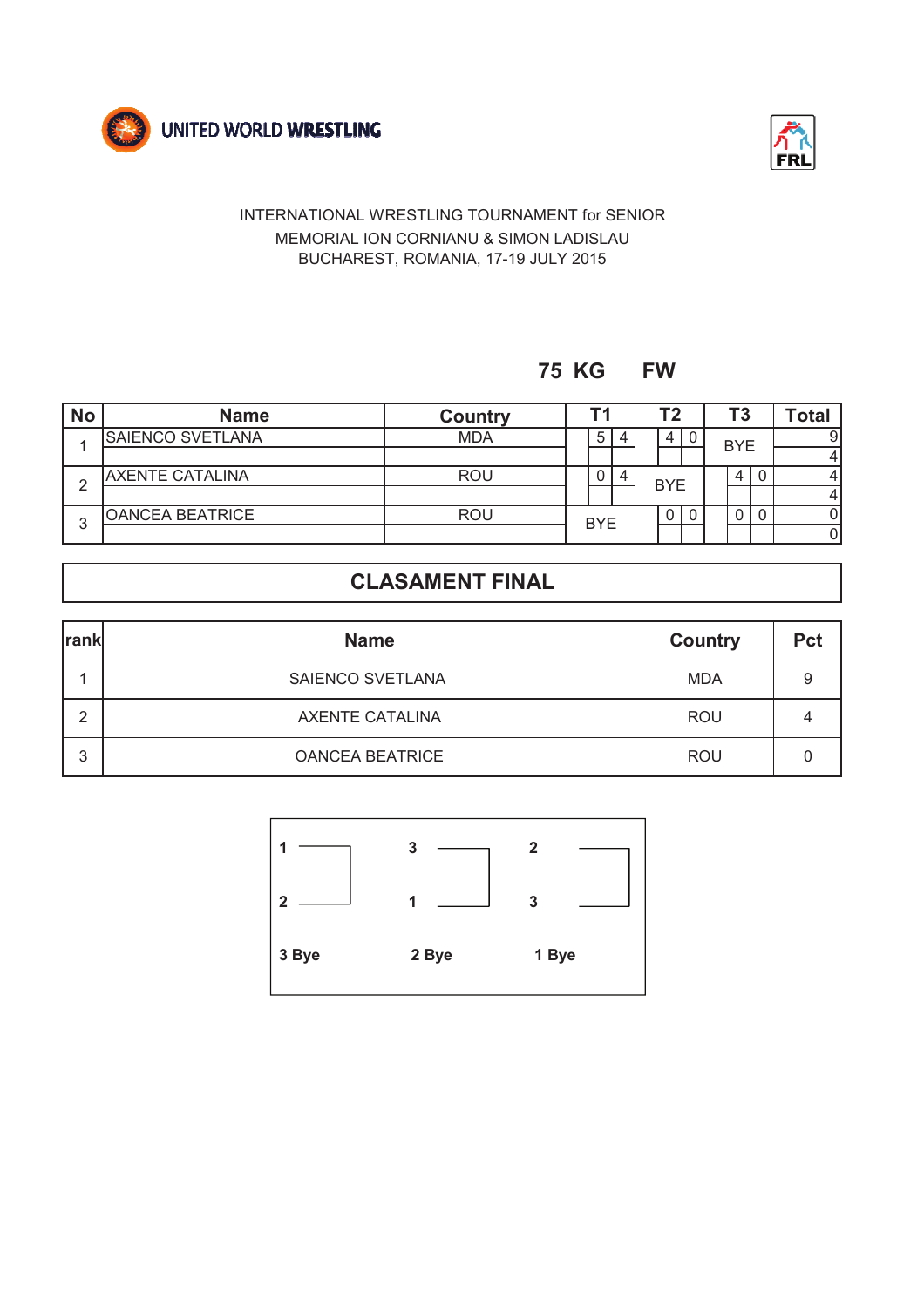UNITED WORLD WRESTLING

FRL

INTERNATIONAL WRESTLING TOURNAMENT for SENIOR
MEMORIAL ION CORNIANU & SIMON LADISLAU
BUCHAREST, ROMANIA, 17-19 JULY 2015

## 75 KG FW

| No | Name | Country | T1 | | T2 | | T3 | | Total |
|---|---|---|---|---|---|---|---|---|---|
| 1 | SAIENCO SVETLANA | MDA | 5 | 4 | 4 | 0 | BYE | | 9 |
| | | | | | | | | | 4 |
| 2 | AXENTE CATALINA | ROU | 0 | 4 | BYE | | 4 | 0 | 4 |
| | | | | | | | | | 4 |
| 3 | OANCEA BEATRICE | ROU | BYE | | 0 | 0 | 0 | 0 | 0 |
| | | | | | | | | | 0 |

## CLASAMENT FINAL

| rank | Name | Country | Pct |
|---|---|---|---|
| 1 | SAIENCO SVETLANA | MDA | 9 |
| 2 | AXENTE CATALINA | ROU | 4 |
| 3 | OANCEA BEATRICE | ROU | 0 |

| T1 | T2 | T3 |
|---|---|---|
| 1 – 2 | 3 – 1 | 2 – 3 |
| 3 Bye | 2 Bye | 1 Bye |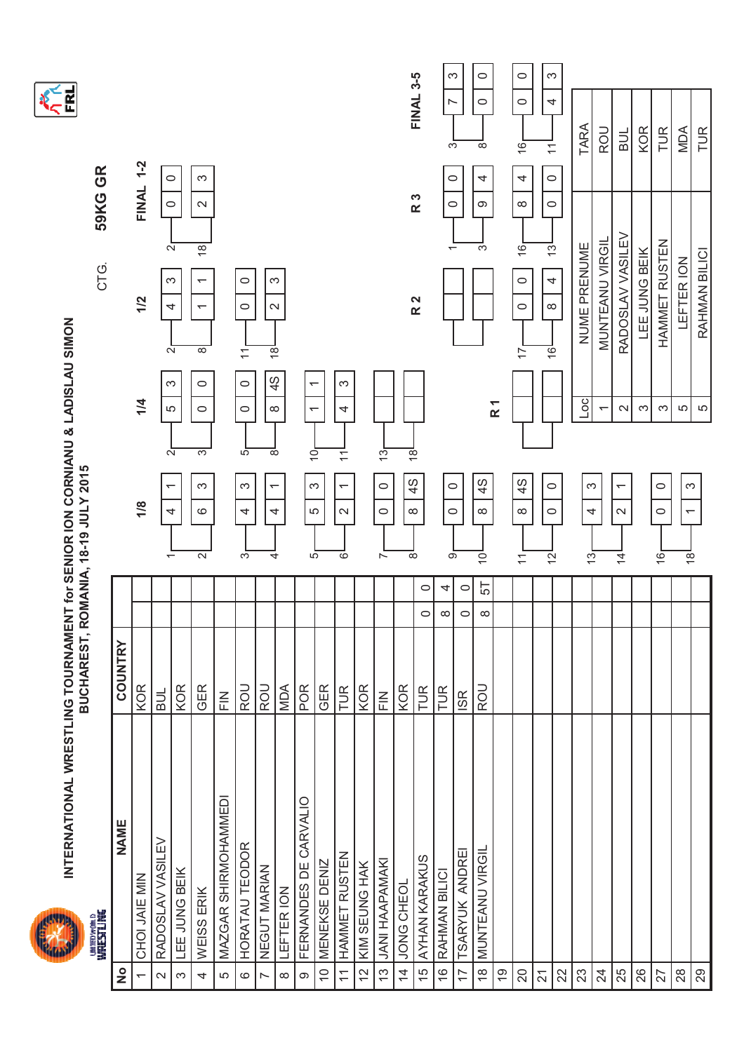# INTERNATIONAL WRESTLING TOURNAMENT for SENIOR ION CORNIANU & LADISLAU SIMON

## BUCHAREST, ROMANIA, 18-19 JULY 2015

**CTG. 59KG GR**

| No | NAME | COUNTRY | | |
|---|---|---|---|---|
| 1 | CHOI JAIE MIN | KOR | | |
| 2 | RADOSLAV VASILEV | BUL | | |
| 3 | LEE JUNG BEIK | KOR | | |
| 4 | WEISS ERIK | GER | | |
| 5 | MAZGAR SHIRMOHAMMEDI | FIN | | |
| 6 | HORATAU TEODOR | ROU | | |
| 7 | NEGUT MARIAN | ROU | | |
| 8 | LEFTER ION | MDA | | |
| 9 | FERNANDES DE CARVALIO | POR | | |
| 10 | MENEKSE DENIZ | GER | | |
| 11 | HAMMET RUSTEN | TUR | | |
| 12 | KIM SEUNG HAK | KOR | | |
| 13 | JANI HAAPAMAKI | FIN | | |
| 14 | JONG CHEOL | KOR | | |
| 15 | AYHAN KARAKUS | TUR | 0 | 0 |
| 16 | RAHMAN BILICI | TUR | 8 | 4 |
| 17 | TSARYUK ANDREI | ISR | 0 | 0 |
| 18 | MUNTEANU VIRGIL | ROU | 8 | 5T |
| 19 | | | | |
| 20 | | | | |
| 21 | | | | |
| 22 | | | | |
| 23 | | | | |
| 24 | | | | |
| 25 | | | | |
| 26 | | | | |
| 27 | | | | |
| 28 | | | | |
| 29 | | | | |

### 1/8

| No | | |
|---|---|---|
| 1 | 4 | 1 |
| 2 | 6 | 3 |
| 3 | 4 | 3 |
| 4 | 4 | 1 |
| 5 | 5 | 3 |
| 6 | 2 | 1 |
| 7 | 0 | 0 |
| 8 | 8 | 4S |
| 9 | 0 | 0 |
| 10 | 8 | 4S |
| 11 | 8 | 4S |
| 12 | 0 | 0 |
| 13 | 4 | 3 |
| 14 | 2 | 1 |
| 16 | 0 | 0 |
| 18 | 1 | 3 |

### 1/4

| No | | |
|---|---|---|
| 2 | 5 | 3 |
| 3 | 0 | 0 |
| 5 | 0 | 0 |
| 8 | 8 | 4S |
| 10 | 1 | 1 |
| 11 | 4 | 3 |
| 13 | | |
| 18 | | |

### 1/2

| No | | |
|---|---|---|
| 2 | 4 | 3 |
| 8 | 1 | 1 |
| 11 | 0 | 0 |
| 18 | 2 | 3 |

### FINAL 1-2

| No | | |
|---|---|---|
| 2 | 0 | 0 |
| 18 | 2 | 3 |

### R 1

| No | | |
|---|---|---|
| | | |
| | | |

### R 2

| No | | |
|---|---|---|
| | | |
| | | |
| 17 | 0 | 0 |
| 16 | 8 | 4 |

### R 3

| No | | |
|---|---|---|
| 1 | 0 | 0 |
| 3 | 9 | 4 |
| 16 | 8 | 4 |
| 13 | 0 | 0 |

### FINAL 3-5

| No | | |
|---|---|---|
| 3 | 7 | 3 |
| 8 | 0 | 0 |
| 16 | 0 | 0 |
| 11 | 4 | 3 |

| Loc | NUME PRENUME | TARA |
|---|---|---|
| 1 | MUNTEANU VIRGIL | ROU |
| 2 | RADOSLAV VASILEV | BUL |
| 3 | LEE JUNG BEIK | KOR |
| 3 | HAMMET RUSTEN | TUR |
| 5 | LEFTER ION | MDA |
| 5 | RAHMAN BILICI | TUR |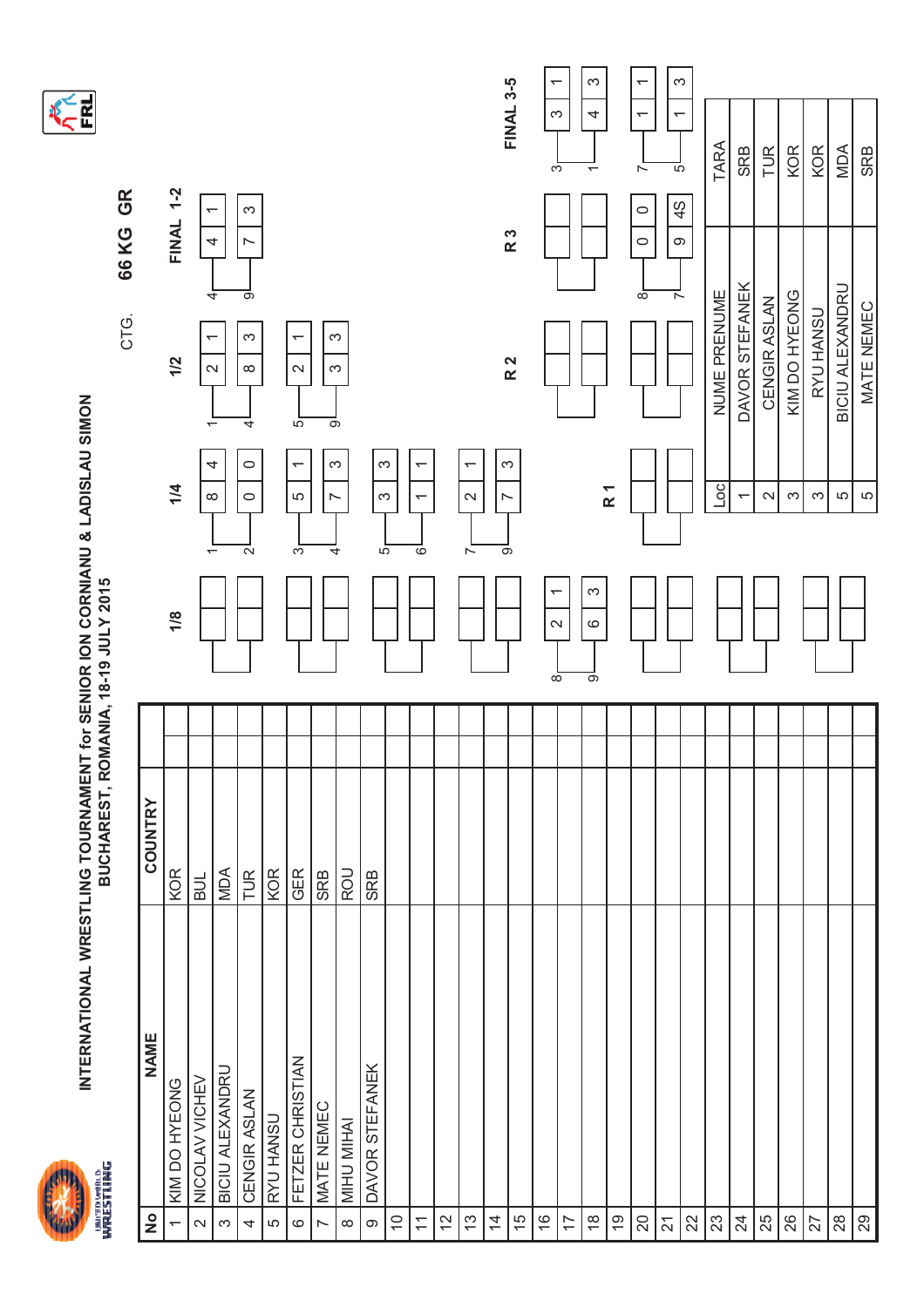# INTERNATIONAL WRESTLING TOURNAMENT for SENIOR ION CORNIANU & LADISLAU SIMON

## BUCHAREST, ROMANIA, 18-19 JULY 2015

CTG. **66 KG GR**

| No | NAME | COUNTRY |
|---|---|---|
| 1 | KIM DO HYEONG | KOR |
| 2 | NICOLAV VICHEV | BUL |
| 3 | BICIU ALEXANDRU | MDA |
| 4 | CENGIR ASLAN | TUR |
| 5 | RYU HANSU | KOR |
| 6 | FETZER CHRISTIAN | GER |
| 7 | MATE NEMEC | SRB |
| 8 | MIHU MIHAI | ROU |
| 9 | DAVOR STEFANEK | SRB |
| 10 | | |
| 11 | | |
| 12 | | |
| 13 | | |
| 14 | | |
| 15 | | |
| 16 | | |
| 17 | | |
| 18 | | |
| 19 | | |
| 20 | | |
| 21 | | |
| 22 | | |
| 23 | | |
| 24 | | |
| 25 | | |
| 26 | | |
| 27 | | |
| 28 | | |
| 29 | | |

### 1/8

| No | | |
|---|---|---|
| 8 | 2 | 1 |
| 9 | 6 | 3 |

### 1/4

| No | | |
|---|---|---|
| 1 | 8 | 4 |
| 2 | 0 | 0 |
| 3 | 5 | 1 |
| 4 | 7 | 3 |
| 5 | 3 | 3 |
| 6 | 1 | 1 |
| 7 | 2 | 1 |
| 9 | 7 | 3 |

### 1/2

| No | | |
|---|---|---|
| 1 | 2 | 1 |
| 4 | 8 | 3 |
| 5 | 2 | 1 |
| 9 | 3 | 3 |

### FINAL 1-2

| No | | |
|---|---|---|
| 4 | 4 | 1 |
| 9 | 7 | 3 |

### R 3

| No | | |
|---|---|---|
| 8 | 0 | 0 |
| 7 | 9 | 4S |

### FINAL 3-5

| No | | |
|---|---|---|
| 3 | 3 | 1 |
| 1 | 4 | 3 |
| 7 | 1 | 1 |
| 5 | 1 | 3 |

| Loc | NUME PRENUME | TARA |
|---|---|---|
| 1 | DAVOR STEFANEK | SRB |
| 2 | CENGIR ASLAN | TUR |
| 3 | KIM DO HYEONG | KOR |
| 3 | RYU HANSU | KOR |
| 5 | BICIU ALEXANDRU | MDA |
| 5 | MATE NEMEC | SRB |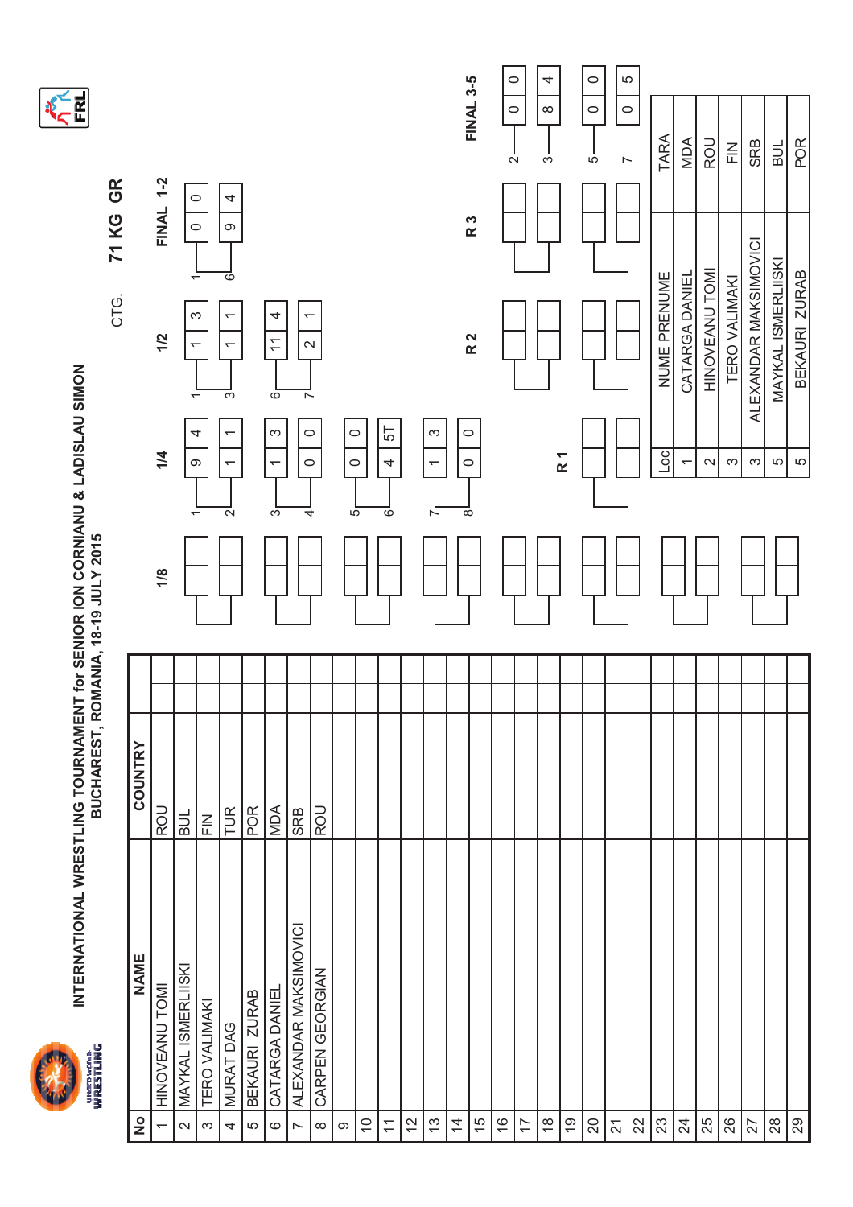# INTERNATIONAL WRESTLING TOURNAMENT for SENIOR ION CORNIANU & LADISLAU SIMON

## BUCHAREST, ROMANIA, 18-19 JULY 2015

CTG. **71 KG GR**

| No | NAME | COUNTRY |
|---|---|---|
| 1 | HINOVEANU TOMI | ROU |
| 2 | MAYKAL ISMERLIISKI | BUL |
| 3 | TERO VALIMAKI | FIN |
| 4 | MURAT DAG | TUR |
| 5 | BEKAURI ZURAB | POR |
| 6 | CATARGA DANIEL | MDA |
| 7 | ALEXANDAR MAKSIMOVICI | SRB |
| 8 | CARPEN GEORGIAN | ROU |
| 9 | | |
| 10 | | |
| 11 | | |
| 12 | | |
| 13 | | |
| 14 | | |
| 15 | | |
| 16 | | |
| 17 | | |
| 18 | | |
| 19 | | |
| 20 | | |
| 21 | | |
| 22 | | |
| 23 | | |
| 24 | | |
| 25 | | |
| 26 | | |
| 27 | | |
| 28 | | |
| 29 | | |

### 1/4

| No | Score | |
|---|---|---|
| 1 | 9 | 4 |
| 2 | 1 | 1 |
| 3 | 1 | 3 |
| 4 | 0 | 0 |
| 5 | 0 | 0 |
| 6 | 4 | 5T |
| 7 | 1 | 3 |
| 8 | 0 | 0 |

### 1/2

| No | Score | |
|---|---|---|
| 1 | 1 | 3 |
| 3 | 1 | 1 |
| 6 | 11 | 4 |
| 7 | 2 | 1 |

### FINAL 1-2

| No | Score | |
|---|---|---|
| 1 | 0 | 0 |
| 6 | 9 | 4 |

### FINAL 3-5

| No | Score | |
|---|---|---|
| 2 | 0 | 0 |
| 3 | 8 | 4 |
| 5 | 0 | 0 |
| 7 | 0 | 5 |

| Loc | NUME PRENUME | TARA |
|---|---|---|
| 1 | CATARGA DANIEL | MDA |
| 2 | HINOVEANU TOMI | ROU |
| 3 | TERO VALIMAKI | FIN |
| 3 | ALEXANDAR MAKSIMOVICI | SRB |
| 5 | MAYKAL ISMERLIISKI | BUL |
| 5 | BEKAURI ZURAB | POR |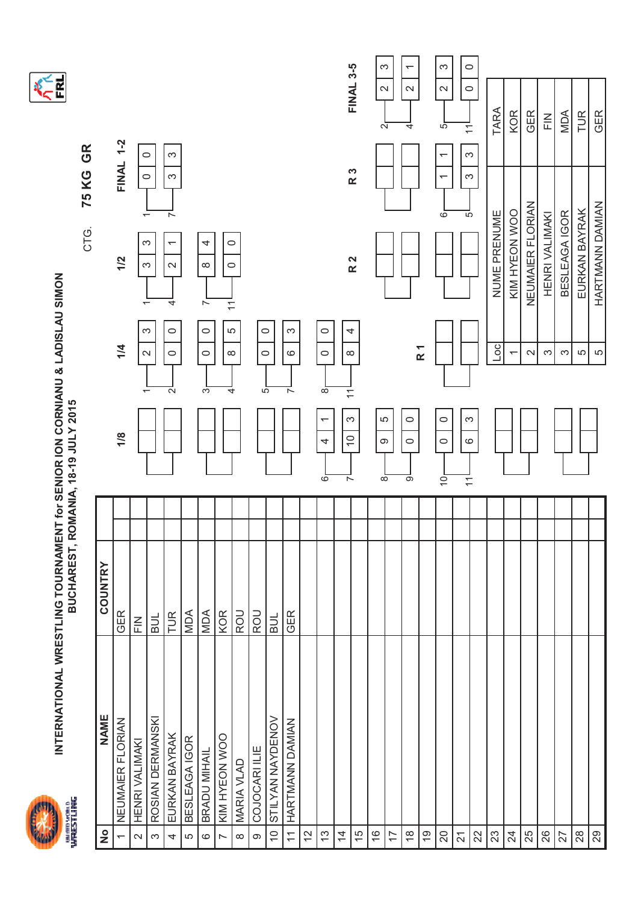# INTERNATIONAL WRESTLING TOURNAMENT for SENIOR ION CORNIANU & LADISLAU SIMON

## BUCHAREST, ROMANIA, 18-19 JULY 2015

CTG. **75 KG GR**

| No | NAME | COUNTRY | | |
|---|---|---|---|---|
| 1 | NEUMAIER FLORIAN | GER | | |
| 2 | HENRI VALIMAKI | FIN | | |
| 3 | ROSIAN DERMANSKI | BUL | | |
| 4 | EURKAN BAYRAK | TUR | | |
| 5 | BESLEAGA IGOR | MDA | | |
| 6 | BRADU MIHAIL | MDA | | |
| 7 | KIM HYEON WOO | KOR | | |
| 8 | MARIA VLAD | ROU | | |
| 9 | COJOCARI ILIE | ROU | | |
| 10 | STILYAN NAYDENOV | BUL | | |
| 11 | HARTMANN DAMIAN | GER | | |
| 12 | | | | |
| 13 | | | | |
| 14 | | | | |
| 15 | | | | |
| 16 | | | | |
| 17 | | | | |
| 18 | | | | |
| 19 | | | | |
| 20 | | | | |
| 21 | | | | |
| 22 | | | | |
| 23 | | | | |
| 24 | | | | |
| 25 | | | | |
| 26 | | | | |
| 27 | | | | |
| 28 | | | | |
| 29 | | | | |

### 1/8

| Wrestler | Score | CP |
|---|---|---|
| 6 | 4 | 1 |
| 7 | 10 | 3 |
| 8 | 9 | 5 |
| 9 | 0 | 0 |
| 10 | 0 | 0 |
| 11 | 6 | 3 |

### 1/4

| Wrestler | Score | CP |
|---|---|---|
| 1 | 2 | 3 |
| 2 | 0 | 0 |
| 3 | 0 | 0 |
| 4 | 8 | 5 |
| 5 | 0 | 0 |
| 7 | 6 | 3 |
| 8 | 0 | 0 |
| 11 | 8 | 4 |

### 1/2

| Wrestler | Score | CP |
|---|---|---|
| 1 | 3 | 3 |
| 4 | 2 | 1 |
| 7 | 8 | 4 |
| 11 | 0 | 0 |

### FINAL 1-2

| Wrestler | Score | CP |
|---|---|---|
| 1 | 0 | 0 |
| 7 | 3 | 3 |

### R 1

### R 2

### R 3

| Wrestler | Score | CP |
|---|---|---|
| 6 | 1 | 1 |
| 5 | 3 | 3 |

### FINAL 3-5

| Wrestler | Score | CP |
|---|---|---|
| 2 | 2 | 3 |
| 4 | 2 | 1 |
| 5 | 2 | 3 |
| 11 | 0 | 0 |

| Loc | NUME PRENUME | TARA |
|---|---|---|
| 1 | KIM HYEON WOO | KOR |
| 2 | NEUMAIER FLORIAN | GER |
| 3 | HENRI VALIMAKI | FIN |
| 3 | BESLEAGA IGOR | MDA |
| 5 | EURKAN BAYRAK | TUR |
| 5 | HARTMANN DAMIAN | GER |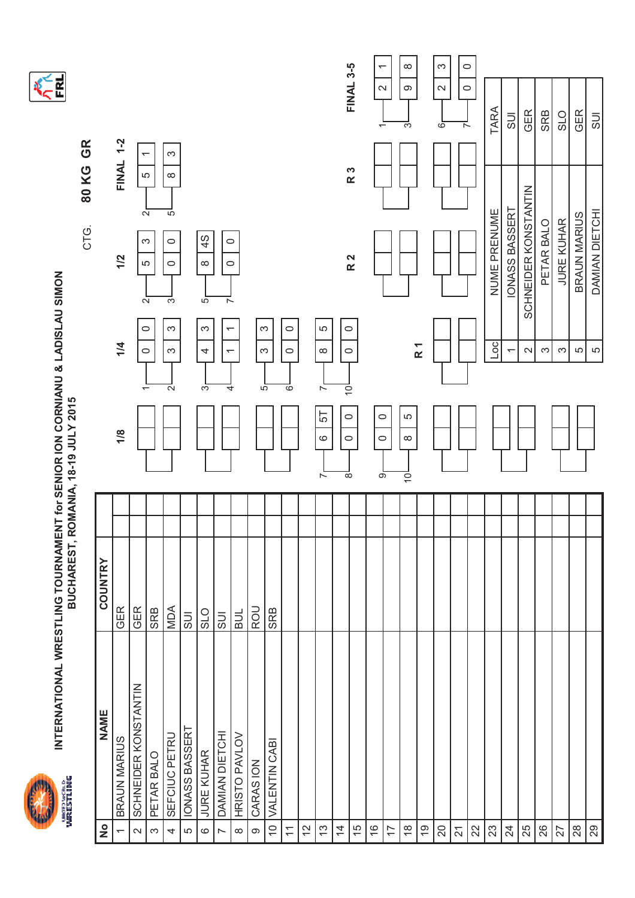# INTERNATIONAL WRESTLING TOURNAMENT for SENIOR ION CORNIANU & LADISLAU SIMON

## BUCHAREST, ROMANIA, 18-19 JULY 2015

CTG. **80 KG GR**

| No | NAME | COUNTRY |
|---|---|---|
| 1 | BRAUN MARIUS | GER |
| 2 | SCHNEIDER KONSTANTIN | GER |
| 3 | PETAR BALO | SRB |
| 4 | SEFCIUC PETRU | MDA |
| 5 | IONASS BASSERT | SUI |
| 6 | JURE KUHAR | SLO |
| 7 | DAMIAN DIETCHI | SUI |
| 8 | HRISTO PAVLOV | BUL |
| 9 | CARAS ION | ROU |
| 10 | VALENTIN CABI | SRB |
| 11 | | |
| 12 | | |
| 13 | | |
| 14 | | |
| 15 | | |
| 16 | | |
| 17 | | |
| 18 | | |
| 19 | | |
| 20 | | |
| 21 | | |
| 22 | | |
| 23 | | |
| 24 | | |
| 25 | | |
| 26 | | |
| 27 | | |
| 28 | | |
| 29 | | |

### 1/8

| Wrestler | Score | |
|---|---|---|
| 7 | 6 | 5T |
| 8 | 0 | 0 |
| 9 | 0 | 0 |
| 10 | 8 | 5 |

### 1/4

| Wrestler | Score | |
|---|---|---|
| 1 | 0 | 0 |
| 2 | 3 | 3 |
| 3 | 4 | 3 |
| 4 | 1 | 1 |
| 5 | 3 | 3 |
| 6 | 0 | 0 |
| 7 | 8 | 5 |
| 10 | 0 | 0 |

### 1/2

| Wrestler | Score | |
|---|---|---|
| 2 | 5 | 3 |
| 3 | 0 | 0 |
| 5 | 8 | 4S |
| 7 | 0 | 0 |

### FINAL 1-2

| Wrestler | Score | |
|---|---|---|
| 2 | 5 | 1 |
| 5 | 8 | 3 |

### R 1 / R 2 / R 3

(empty)

### FINAL 3-5

| Wrestler | Score | |
|---|---|---|
| 1 | 2 | 1 |
| 3 | 9 | 8 |
| 6 | 2 | 3 |
| 7 | 0 | 0 |

| Loc | NUME PRENUME | TARA |
|---|---|---|
| 1 | IONASS BASSERT | SUI |
| 2 | SCHNEIDER KONSTANTIN | GER |
| 3 | PETAR BALO | SRB |
| 3 | JURE KUHAR | SLO |
| 5 | BRAUN MARIUS | GER |
| 5 | DAMIAN DIETCHI | SUI |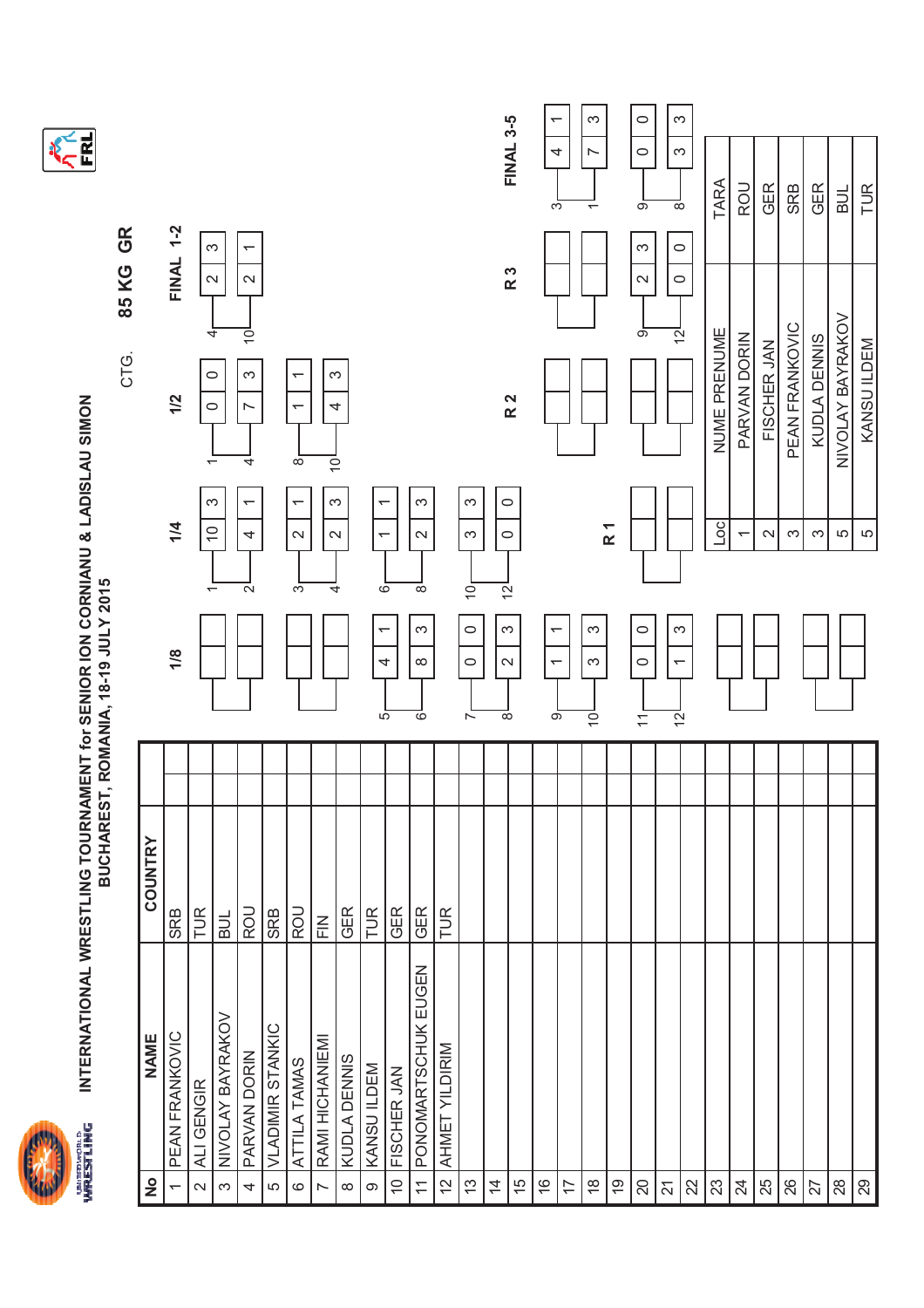# INTERNATIONAL WRESTLING TOURNAMENT for SENIOR ION CORNIANU & LADISLAU SIMON

## BUCHAREST, ROMANIA, 18-19 JULY 2015

CTG. **85 KG GR**

| No | NAME | COUNTRY |
|---|---|---|
| 1 | PEAN FRANKOVIC | SRB |
| 2 | ALI GENGIR | TUR |
| 3 | NIVOLAY BAYRAKOV | BUL |
| 4 | PARVAN DORIN | ROU |
| 5 | VLADIMIR STANKIC | SRB |
| 6 | ATTILA TAMAS | ROU |
| 7 | RAMI HICHANIEMI | FIN |
| 8 | KUDLA DENNIS | GER |
| 9 | KANSU ILDEM | TUR |
| 10 | FISCHER JAN | GER |
| 11 | PONOMARTSCHUK EUGEN | GER |
| 12 | AHMET YILDIRIM | TUR |
| 13 | | |
| 14 | | |
| 15 | | |
| 16 | | |
| 17 | | |
| 18 | | |
| 19 | | |
| 20 | | |
| 21 | | |
| 22 | | |
| 23 | | |
| 24 | | |
| 25 | | |
| 26 | | |
| 27 | | |
| 28 | | |
| 29 | | |

### 1/8

| No | Score | Points |
|---|---|---|
| 5 | 4 | 1 |
| 6 | 8 | 3 |
| 7 | 0 | 0 |
| 8 | 2 | 3 |
| 9 | 1 | 1 |
| 10 | 3 | 3 |
| 11 | 0 | 0 |
| 12 | 1 | 3 |

### 1/4

| No | Score | Points |
|---|---|---|
| 1 | 10 | 3 |
| 2 | 4 | 1 |
| 3 | 2 | 1 |
| 4 | 2 | 3 |
| 6 | 1 | 1 |
| 8 | 2 | 3 |
| 10 | 3 | 3 |
| 12 | 0 | 0 |

### 1/2

| No | Score | Points |
|---|---|---|
| 1 | 0 | 0 |
| 4 | 7 | 3 |
| 8 | 1 | 1 |
| 10 | 4 | 3 |

### FINAL 1-2

| No | Score | Points |
|---|---|---|
| 4 | 2 | 3 |
| 10 | 2 | 1 |

### R 3

| No | Score | Points |
|---|---|---|
| 9 | 2 | 3 |
| 12 | 0 | 0 |

### FINAL 3-5

| No | Score | Points |
|---|---|---|
| 3 | 4 | 1 |
| 1 | 7 | 3 |
| 9 | 0 | 0 |
| 8 | 3 | 3 |

| Loc | NUME PRENUME | TARA |
|---|---|---|
| 1 | PARVAN DORIN | ROU |
| 2 | FISCHER JAN | GER |
| 3 | PEAN FRANKOVIC | SRB |
| 3 | KUDLA DENNIS | GER |
| 5 | NIVOLAY BAYRAKOV | BUL |
| 5 | KANSU ILDEM | TUR |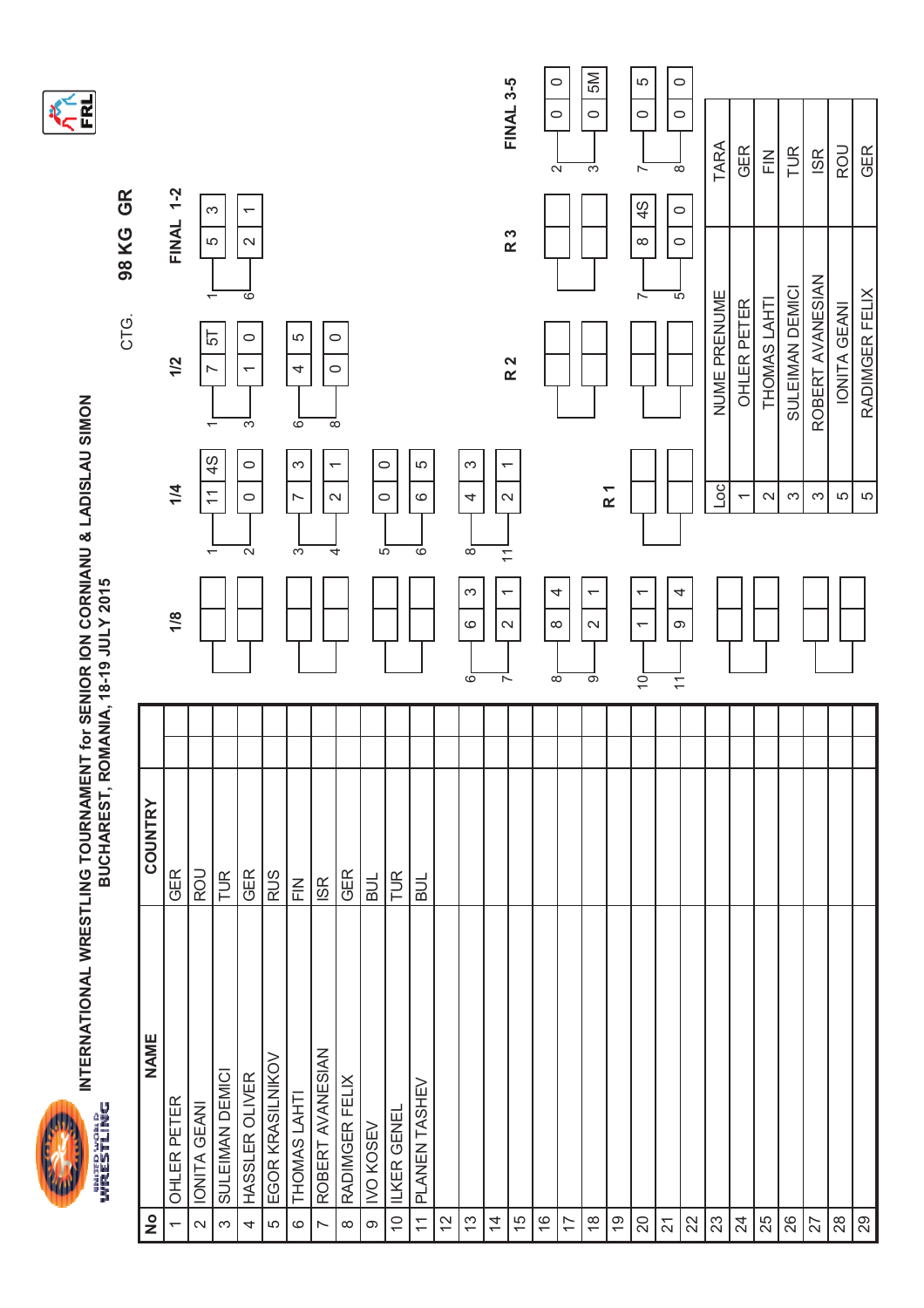# INTERNATIONAL WRESTLING TOURNAMENT for SENIOR ION CORNIANU & LADISLAU SIMON

## BUCHAREST, ROMANIA, 18-19 JULY 2015

CTG. **98 KG GR**

| No | NAME | COUNTRY | | |
|---|---|---|---|---|
| 1 | OHLER PETER | GER | | |
| 2 | IONITA GEANI | ROU | | |
| 3 | SULEIMAN DEMICI | TUR | | |
| 4 | HASSLER OLIVER | GER | | |
| 5 | EGOR KRASILNIKOV | RUS | | |
| 6 | THOMAS LAHTI | FIN | | |
| 7 | ROBERT AVANESIAN | ISR | | |
| 8 | RADIMGER FELIX | GER | | |
| 9 | IVO KOSEV | BUL | | |
| 10 | ILKER GENEL | TUR | | |
| 11 | PLANEN TASHEV | BUL | | |
| 12 | | | | |
| 13 | | | | |
| 14 | | | | |
| 15 | | | | |
| 16 | | | | |
| 17 | | | | |
| 18 | | | | |
| 19 | | | | |
| 20 | | | | |
| 21 | | | | |
| 22 | | | | |
| 23 | | | | |
| 24 | | | | |
| 25 | | | | |
| 26 | | | | |
| 27 | | | | |
| 28 | | | | |
| 29 | | | | |

### 1/8

| Wrestler | Score | Points |
|---|---|---|
| 6 | 6 | 3 |
| 7 | 2 | 1 |
| 8 | 8 | 4 |
| 9 | 2 | 1 |
| 10 | 1 | 1 |
| 11 | 9 | 4 |

### 1/4

| Wrestler | Score | Points |
|---|---|---|
| 1 | 11 | 4S |
| 2 | 0 | 0 |
| 3 | 7 | 3 |
| 4 | 2 | 1 |
| 5 | 0 | 0 |
| 6 | 6 | 5 |
| 8 | 4 | 3 |
| 11 | 2 | 1 |

### 1/2

| Wrestler | Score | Points |
|---|---|---|
| 1 | 7 | 5T |
| 3 | 1 | 0 |
| 6 | 4 | 5 |
| 8 | 0 | 0 |

### FINAL 1-2

| Wrestler | Score | Points |
|---|---|---|
| 1 | 5 | 3 |
| 6 | 2 | 1 |

### R 1

### R 2

### R 3

| Wrestler | Score | Points |
|---|---|---|
| 7 | 8 | 4S |
| 5 | 0 | 0 |

### FINAL 3-5

| Wrestler | Score | Points |
|---|---|---|
| 2 | 0 | 0 |
| 3 | 0 | 5M |
| 7 | 0 | 5 |
| 8 | 0 | 0 |

| Loc | NUME PRENUME | TARA |
|---|---|---|
| 1 | OHLER PETER | GER |
| 2 | THOMAS LAHTI | FIN |
| 3 | SULEIMAN DEMICI | TUR |
| 3 | ROBERT AVANESIAN | ISR |
| 5 | IONITA GEANI | ROU |
| 5 | RADIMGER FELIX | GER |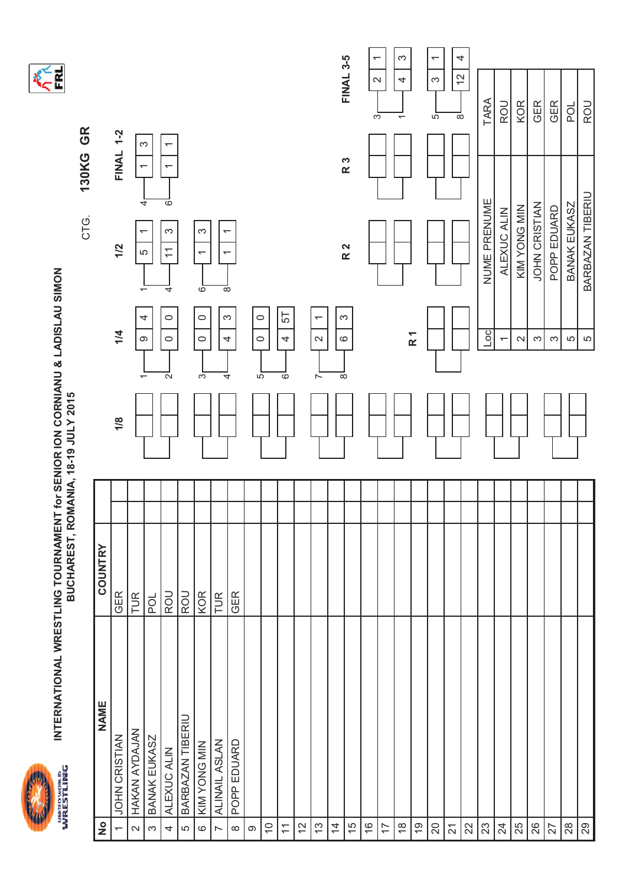# INTERNATIONAL WRESTLING TOURNAMENT for SENIOR ION CORNIANU & LADISLAU SIMON

## BUCHAREST, ROMANIA, 18-19 JULY 2015

CTG. **130KG GR**

| No | NAME | COUNTRY | | |
|---|---|---|---|---|
| 1 | JOHN CRISTIAN | GER | | |
| 2 | HAKAN AYDAJAN | TUR | | |
| 3 | BANAK EUKASZ | POL | | |
| 4 | ALEXUC ALIN | ROU | | |
| 5 | BARBAZAN TIBERIU | ROU | | |
| 6 | KIM YONG MIN | KOR | | |
| 7 | ALINAIL ASLAN | TUR | | |
| 8 | POPP EDUARD | GER | | |
| 9 | | | | |
| 10 | | | | |
| 11 | | | | |
| 12 | | | | |
| 13 | | | | |
| 14 | | | | |
| 15 | | | | |
| 16 | | | | |
| 17 | | | | |
| 18 | | | | |
| 19 | | | | |
| 20 | | | | |
| 21 | | | | |
| 22 | | | | |
| 23 | | | | |
| 24 | | | | |
| 25 | | | | |
| 26 | | | | |
| 27 | | | | |
| 28 | | | | |
| 29 | | | | |

**1/8**

**1/4**

| No | | |
|---|---|---|
| 1 | 9 | 4 |
| 2 | 0 | 0 |
| 3 | 0 | 0 |
| 4 | 4 | 3 |
| 5 | 0 | 0 |
| 6 | 4 | 5T |
| 7 | 2 | 1 |
| 8 | 6 | 3 |

**1/2**

| No | | |
|---|---|---|
| 1 | 5 | 1 |
| 4 | 11 | 3 |
| 6 | 1 | 3 |
| 8 | 1 | 1 |

**FINAL 1-2**

| No | | |
|---|---|---|
| 4 | 1 | 3 |
| 6 | 1 | 1 |

**R 1**

**R 2**

**R 3**

**FINAL 3-5**

| No | | |
|---|---|---|
| 3 | 2 | 1 |
| 1 | 4 | 3 |
| 5 | 3 | 1 |
| 8 | 12 | 4 |

| Loc | NUME PRENUME | TARA |
|---|---|---|
| 1 | ALEXUC ALIN | ROU |
| 2 | KIM YONG MIN | KOR |
| 3 | JOHN CRISTIAN | GER |
| 3 | POPP EDUARD | GER |
| 5 | BANAK EUKASZ | POL |
| 5 | BARBAZAN TIBERIU | ROU |